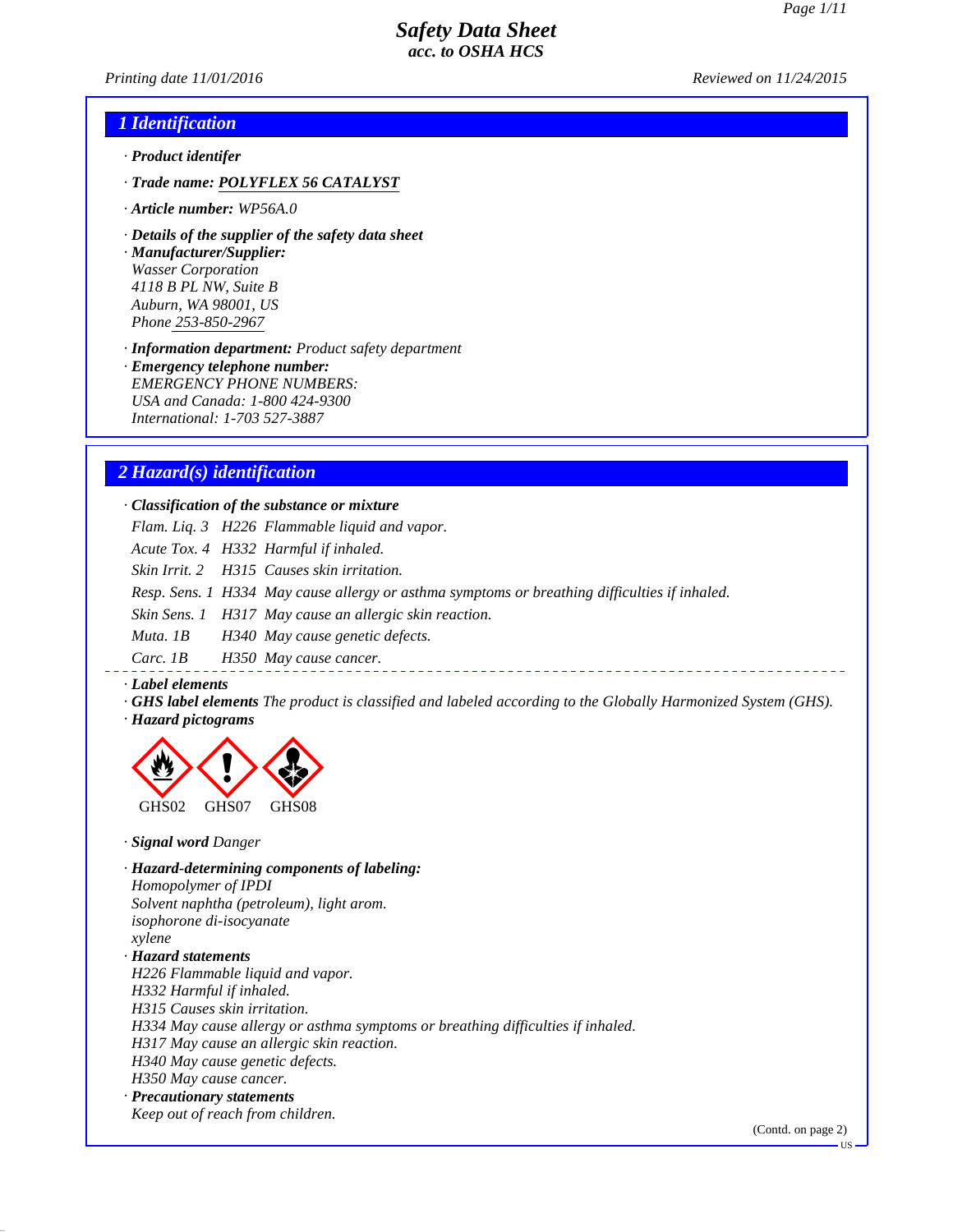# Safety Data Sheet
## acc. to OSHA HCS

Printing date 11/01/2016 Reviewed on 11/24/2015

## 1 Identification

· **Product identifer**

· **Trade name: POLYFLEX 56 CATALYST**

· **Article number:** WP56A.0

· **Details of the supplier of the safety data sheet**

· **Manufacturer/Supplier:**
Wasser Corporation
4118 B PL NW, Suite B
Auburn, WA 98001, US
Phone 253-850-2967

· **Information department:** Product safety department

· **Emergency telephone number:**
EMERGENCY PHONE NUMBERS:
USA and Canada: 1-800 424-9300
International: 1-703 527-3887

## 2 Hazard(s) identification

· **Classification of the substance or mixture**

| | | |
|---|---|---|
| Flam. Liq. 3 | H226 | Flammable liquid and vapor. |
| Acute Tox. 4 | H332 | Harmful if inhaled. |
| Skin Irrit. 2 | H315 | Causes skin irritation. |
| Resp. Sens. 1 | H334 | May cause allergy or asthma symptoms or breathing difficulties if inhaled. |
| Skin Sens. 1 | H317 | May cause an allergic skin reaction. |
| Muta. 1B | H340 | May cause genetic defects. |
| Carc. 1B | H350 | May cause cancer. |

· **Label elements**

· **GHS label elements** The product is classified and labeled according to the Globally Harmonized System (GHS).

· **Hazard pictograms**

GHS02 GHS07 GHS08

· **Signal word** Danger

· **Hazard-determining components of labeling:**
Homopolymer of IPDI
Solvent naphtha (petroleum), light arom.
isophorone di-isocyanate
xylene

· **Hazard statements**
H226 Flammable liquid and vapor.
H332 Harmful if inhaled.
H315 Causes skin irritation.
H334 May cause allergy or asthma symptoms or breathing difficulties if inhaled.
H317 May cause an allergic skin reaction.
H340 May cause genetic defects.
H350 May cause cancer.

· **Precautionary statements**
Keep out of reach from children.

(Contd. on page 2)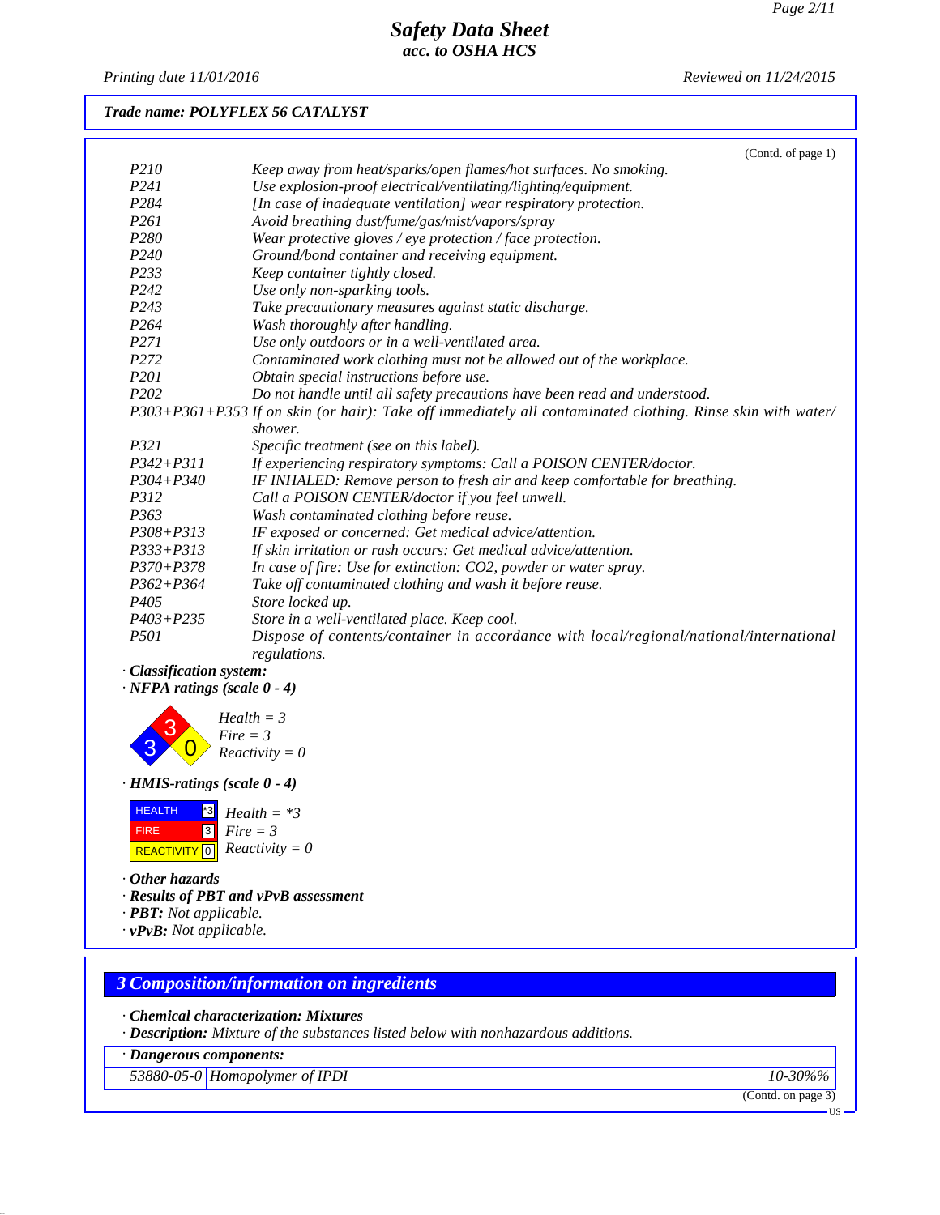Trade name: POLYFLEX 56 CATALYST

(Contd. of page 1)

| | |
|---|---|
| P210 | Keep away from heat/sparks/open flames/hot surfaces. No smoking. |
| P241 | Use explosion-proof electrical/ventilating/lighting/equipment. |
| P284 | [In case of inadequate ventilation] wear respiratory protection. |
| P261 | Avoid breathing dust/fume/gas/mist/vapors/spray |
| P280 | Wear protective gloves / eye protection / face protection. |
| P240 | Ground/bond container and receiving equipment. |
| P233 | Keep container tightly closed. |
| P242 | Use only non-sparking tools. |
| P243 | Take precautionary measures against static discharge. |
| P264 | Wash thoroughly after handling. |
| P271 | Use only outdoors or in a well-ventilated area. |
| P272 | Contaminated work clothing must not be allowed out of the workplace. |
| P201 | Obtain special instructions before use. |
| P202 | Do not handle until all safety precautions have been read and understood. |
| P303+P361+P353 | If on skin (or hair): Take off immediately all contaminated clothing. Rinse skin with water/shower. |
| P321 | Specific treatment (see on this label). |
| P342+P311 | If experiencing respiratory symptoms: Call a POISON CENTER/doctor. |
| P304+P340 | IF INHALED: Remove person to fresh air and keep comfortable for breathing. |
| P312 | Call a POISON CENTER/doctor if you feel unwell. |
| P363 | Wash contaminated clothing before reuse. |
| P308+P313 | IF exposed or concerned: Get medical advice/attention. |
| P333+P313 | If skin irritation or rash occurs: Get medical advice/attention. |
| P370+P378 | In case of fire: Use for extinction: CO2, powder or water spray. |
| P362+P364 | Take off contaminated clothing and wash it before reuse. |
| P405 | Store locked up. |
| P403+P235 | Store in a well-ventilated place. Keep cool. |
| P501 | Dispose of contents/container in accordance with local/regional/national/international regulations. |

· **Classification system:**

· **NFPA ratings (scale 0 - 4)**

Health = 3
Fire = 3
Reactivity = 0

· **HMIS-ratings (scale 0 - 4)**

| | |
|---|---|
| HEALTH | *3 |
| FIRE | 3 |
| REACTIVITY | 0 |

Health = *3
Fire = 3
Reactivity = 0

· **Other hazards**

· **Results of PBT and vPvB assessment**

· **PBT:** Not applicable.

· **vPvB:** Not applicable.

## 3 Composition/information on ingredients

· **Chemical characterization: Mixtures**

· **Description:** Mixture of the substances listed below with nonhazardous additions.

| · **Dangerous components:** | | |
|---|---|---|
| 53880-05-0 | Homopolymer of IPDI | 10-30%% |

(Contd. on page 3)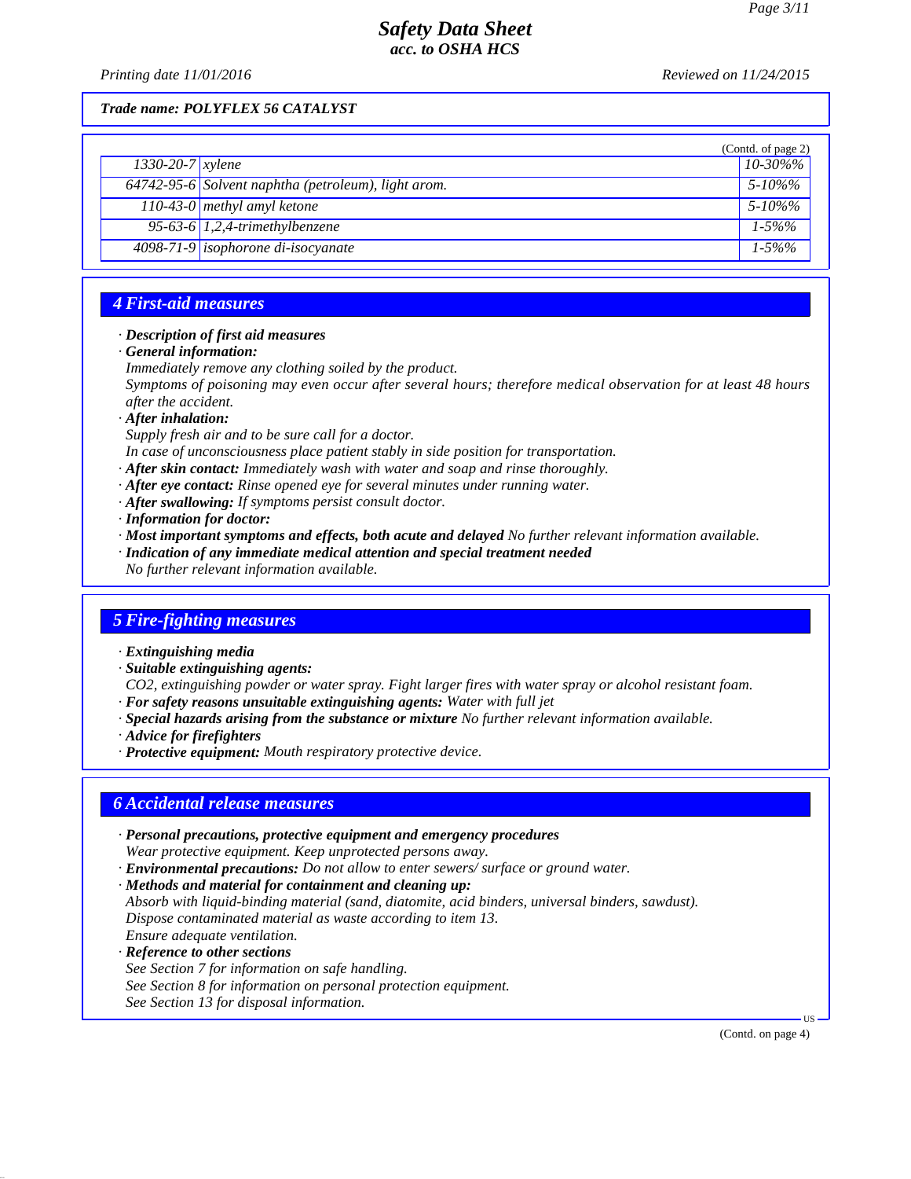Trade name: POLYFLEX 56 CATALYST

(Contd. of page 2)

| | | |
|---|---|---|
| 1330-20-7 | xylene | 10-30%% |
| 64742-95-6 | Solvent naphtha (petroleum), light arom. | 5-10%% |
| 110-43-0 | methyl amyl ketone | 5-10%% |
| 95-63-6 | 1,2,4-trimethylbenzene | 1-5%% |
| 4098-71-9 | isophorone di-isocyanate | 1-5%% |

## 4 First-aid measures

· **Description of first aid measures**
· **General information:**
Immediately remove any clothing soiled by the product.
Symptoms of poisoning may even occur after several hours; therefore medical observation for at least 48 hours after the accident.
· **After inhalation:**
Supply fresh air and to be sure call for a doctor.
In case of unconsciousness place patient stably in side position for transportation.
· **After skin contact:** Immediately wash with water and soap and rinse thoroughly.
· **After eye contact:** Rinse opened eye for several minutes under running water.
· **After swallowing:** If symptoms persist consult doctor.
· **Information for doctor:**
· **Most important symptoms and effects, both acute and delayed** No further relevant information available.
· **Indication of any immediate medical attention and special treatment needed**
No further relevant information available.

## 5 Fire-fighting measures

· **Extinguishing media**
· **Suitable extinguishing agents:**
$CO_2$, extinguishing powder or water spray. Fight larger fires with water spray or alcohol resistant foam.
· **For safety reasons unsuitable extinguishing agents:** Water with full jet
· **Special hazards arising from the substance or mixture** No further relevant information available.
· **Advice for firefighters**
· **Protective equipment:** Mouth respiratory protective device.

## 6 Accidental release measures

· **Personal precautions, protective equipment and emergency procedures**
Wear protective equipment. Keep unprotected persons away.
· **Environmental precautions:** Do not allow to enter sewers/ surface or ground water.
· **Methods and material for containment and cleaning up:**
Absorb with liquid-binding material (sand, diatomite, acid binders, universal binders, sawdust).
Dispose contaminated material as waste according to item 13.
Ensure adequate ventilation.
· **Reference to other sections**
See Section 7 for information on safe handling.
See Section 8 for information on personal protection equipment.
See Section 13 for disposal information.

(Contd. on page 4)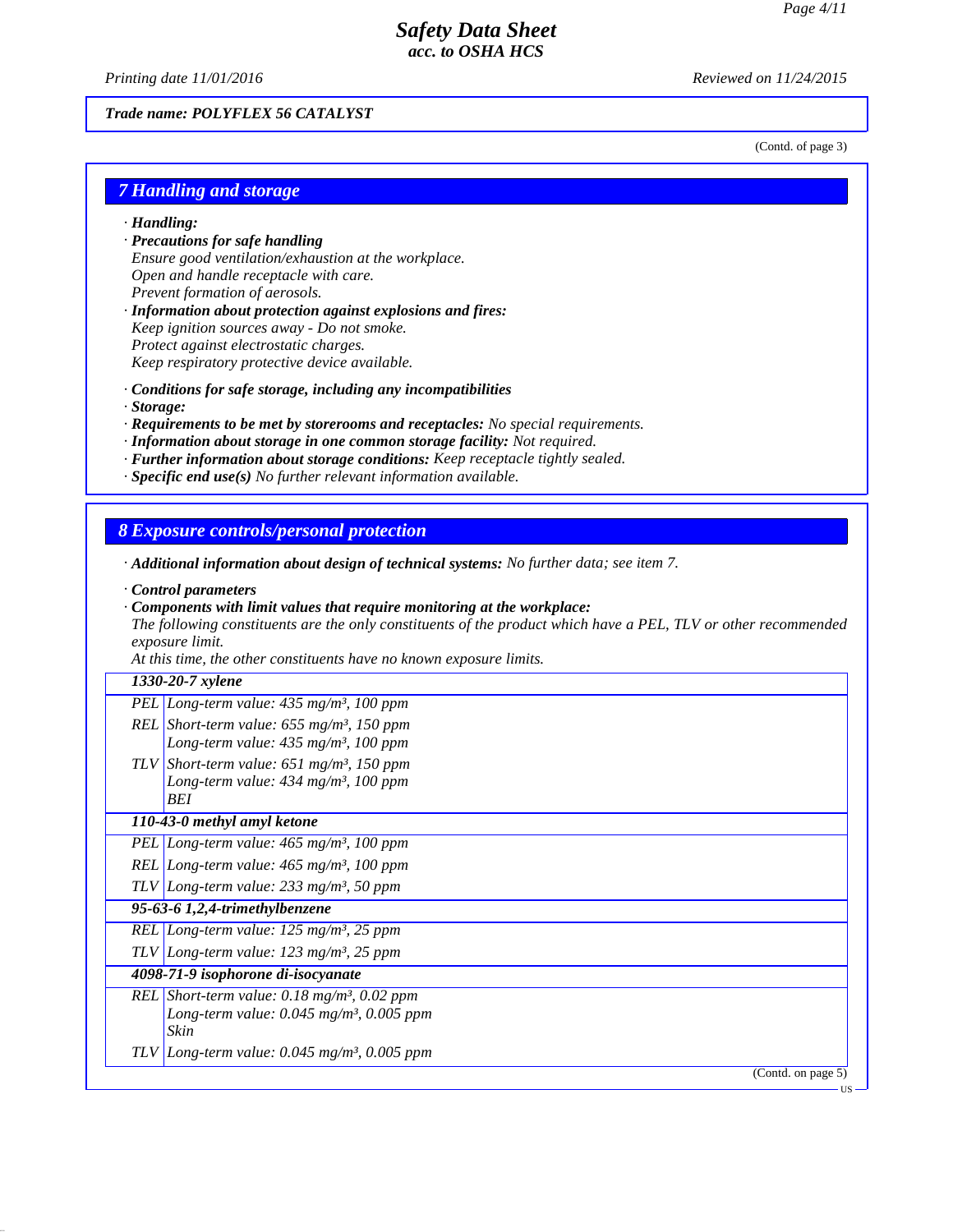*Trade name: POLYFLEX 56 CATALYST*

(Contd. of page 3)

## 7 Handling and storage

- ***Handling:***
- ***Precautions for safe handling***
  *Ensure good ventilation/exhaustion at the workplace.*
  *Open and handle receptacle with care.*
  *Prevent formation of aerosols.*
- ***Information about protection against explosions and fires:***
  *Keep ignition sources away - Do not smoke.*
  *Protect against electrostatic charges.*
  *Keep respiratory protective device available.*

- ***Conditions for safe storage, including any incompatibilities***
- ***Storage:***
- ***Requirements to be met by storerooms and receptacles:*** *No special requirements.*
- ***Information about storage in one common storage facility:*** *Not required.*
- ***Further information about storage conditions:*** *Keep receptacle tightly sealed.*
- ***Specific end use(s)*** *No further relevant information available.*

## 8 Exposure controls/personal protection

- ***Additional information about design of technical systems:*** *No further data; see item 7.*

- ***Control parameters***
- ***Components with limit values that require monitoring at the workplace:***
  *The following constituents are the only constituents of the product which have a PEL, TLV or other recommended exposure limit.*
  *At this time, the other constituents have no known exposure limits.*

| ***1330-20-7 xylene*** | |
|---|---|
| *PEL* | *Long-term value: 435 mg/m³, 100 ppm* |
| *REL* | *Short-term value: 655 mg/m³, 150 ppm*<br>*Long-term value: 435 mg/m³, 100 ppm* |
| *TLV* | *Short-term value: 651 mg/m³, 150 ppm*<br>*Long-term value: 434 mg/m³, 100 ppm*<br>*BEI* |
| ***110-43-0 methyl amyl ketone*** | |
| *PEL* | *Long-term value: 465 mg/m³, 100 ppm* |
| *REL* | *Long-term value: 465 mg/m³, 100 ppm* |
| *TLV* | *Long-term value: 233 mg/m³, 50 ppm* |
| ***95-63-6 1,2,4-trimethylbenzene*** | |
| *REL* | *Long-term value: 125 mg/m³, 25 ppm* |
| *TLV* | *Long-term value: 123 mg/m³, 25 ppm* |
| ***4098-71-9 isophorone di-isocyanate*** | |
| *REL* | *Short-term value: 0.18 mg/m³, 0.02 ppm*<br>*Long-term value: 0.045 mg/m³, 0.005 ppm*<br>*Skin* |
| *TLV* | *Long-term value: 0.045 mg/m³, 0.005 ppm* |

(Contd. on page 5)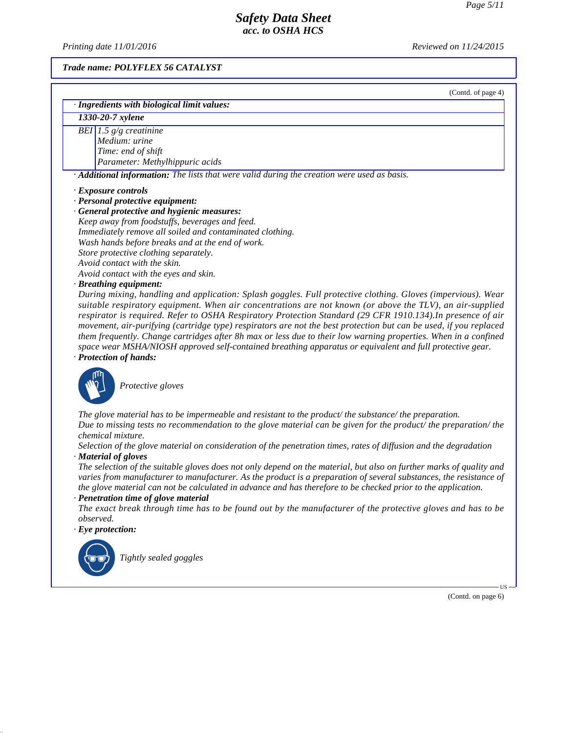Trade name: POLYFLEX 56 CATALYST

(Contd. of page 4)

· **Ingredients with biological limit values:**

| 1330-20-7 xylene | |
|---|---|
| BEI | 1.5 g/g creatinine<br>Medium: urine<br>Time: end of shift<br>Parameter: Methylhippuric acids |

· **Additional information:** The lists that were valid during the creation were used as basis.

· **Exposure controls**

· **Personal protective equipment:**

· **General protective and hygienic measures:**

Keep away from foodstuffs, beverages and feed.
Immediately remove all soiled and contaminated clothing.
Wash hands before breaks and at the end of work.
Store protective clothing separately.
Avoid contact with the skin.
Avoid contact with the eyes and skin.

· **Breathing equipment:**

During mixing, handling and application: Splash goggles. Full protective clothing. Gloves (impervious). Wear suitable respiratory equipment. When air concentrations are not known (or above the TLV), an air-supplied respirator is required. Refer to OSHA Respiratory Protection Standard (29 CFR 1910.134).In presence of air movement, air-purifying (cartridge type) respirators are not the best protection but can be used, if you replaced them frequently. Change cartridges after 8h max or less due to their low warning properties. When in a confined space wear MSHA/NIOSH approved self-contained breathing apparatus or equivalent and full protective gear.

· **Protection of hands:**

Protective gloves

The glove material has to be impermeable and resistant to the product/ the substance/ the preparation.
Due to missing tests no recommendation to the glove material can be given for the product/ the preparation/ the chemical mixture.
Selection of the glove material on consideration of the penetration times, rates of diffusion and the degradation

· **Material of gloves**

The selection of the suitable gloves does not only depend on the material, but also on further marks of quality and varies from manufacturer to manufacturer. As the product is a preparation of several substances, the resistance of the glove material can not be calculated in advance and has therefore to be checked prior to the application.

· **Penetration time of glove material**

The exact break through time has to be found out by the manufacturer of the protective gloves and has to be observed.

· **Eye protection:**

Tightly sealed goggles

(Contd. on page 6)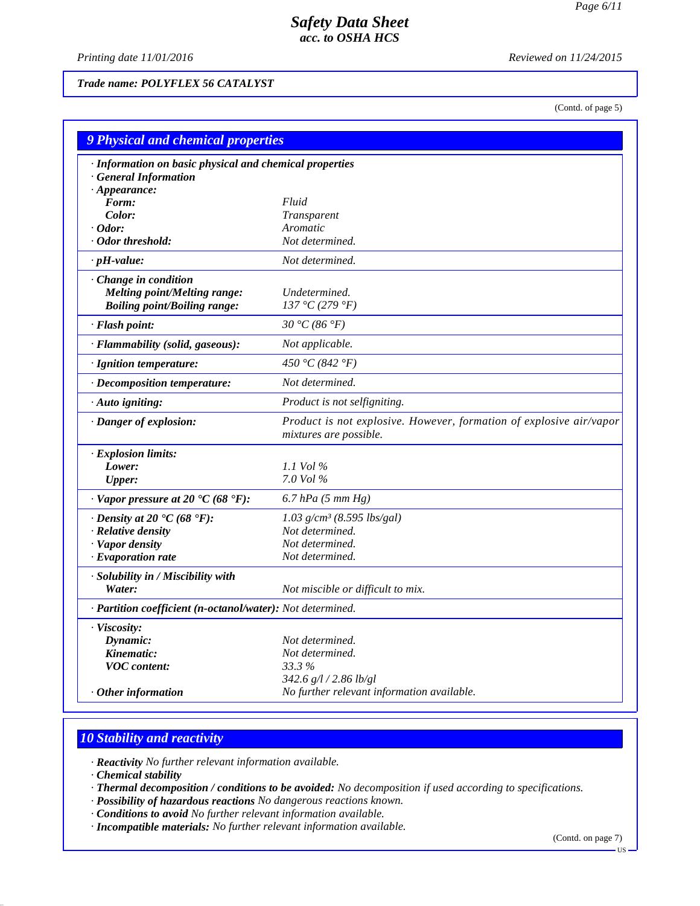*Trade name: POLYFLEX 56 CATALYST*

(Contd. of page 5)

## 9 Physical and chemical properties

| | |
|---|---|
| **· Information on basic physical and chemical properties** | |
| **· General Information** | |
| **· Appearance:** | |
| **Form:** | Fluid |
| **Color:** | Transparent |
| **· Odor:** | Aromatic |
| **· Odor threshold:** | Not determined. |
| **· pH-value:** | Not determined. |
| **· Change in condition** | |
| **Melting point/Melting range:** | Undetermined. |
| **Boiling point/Boiling range:** | 137 °C (279 °F) |
| **· Flash point:** | 30 °C (86 °F) |
| **· Flammability (solid, gaseous):** | Not applicable. |
| **· Ignition temperature:** | 450 °C (842 °F) |
| **· Decomposition temperature:** | Not determined. |
| **· Auto igniting:** | Product is not selfigniting. |
| **· Danger of explosion:** | Product is not explosive. However, formation of explosive air/vapor mixtures are possible. |
| **· Explosion limits:** | |
| **Lower:** | 1.1 Vol % |
| **Upper:** | 7.0 Vol % |
| **· Vapor pressure at 20 °C (68 °F):** | 6.7 hPa (5 mm Hg) |
| **· Density at 20 °C (68 °F):** | 1.03 g/cm³ (8.595 lbs/gal) |
| **· Relative density** | Not determined. |
| **· Vapor density** | Not determined. |
| **· Evaporation rate** | Not determined. |
| **· Solubility in / Miscibility with** | |
| **Water:** | Not miscible or difficult to mix. |
| **· Partition coefficient (n-octanol/water):** | Not determined. |
| **· Viscosity:** | |
| **Dynamic:** | Not determined. |
| **Kinematic:** | Not determined. |
| **VOC content:** | 33.3 % |
| | 342.6 g/l / 2.86 lb/gl |
| **· Other information** | No further relevant information available. |

## 10 Stability and reactivity

· **Reactivity** No further relevant information available.
· **Chemical stability**
· **Thermal decomposition / conditions to be avoided:** No decomposition if used according to specifications.
· **Possibility of hazardous reactions** No dangerous reactions known.
· **Conditions to avoid** No further relevant information available.
· **Incompatible materials:** No further relevant information available.

(Contd. on page 7)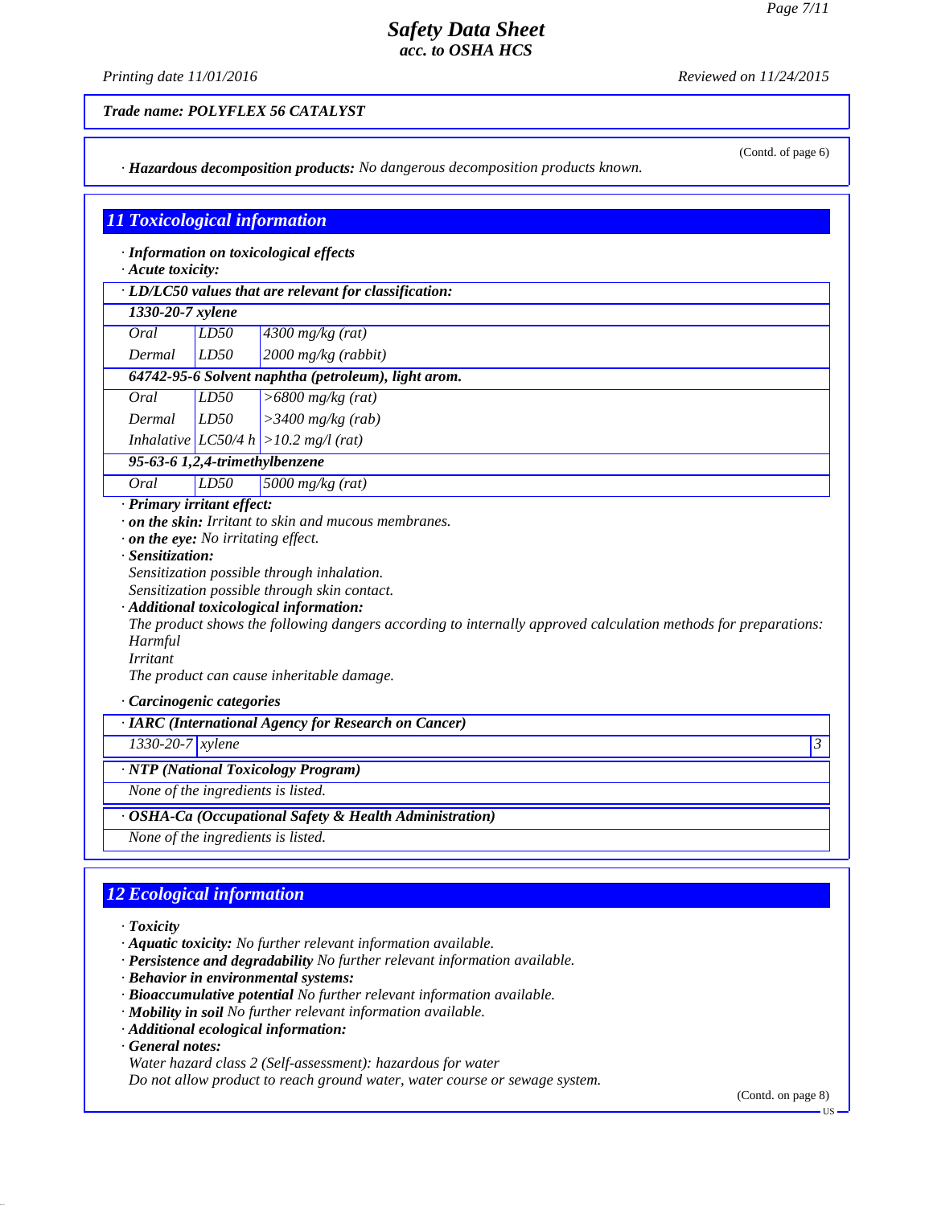*Trade name: POLYFLEX 56 CATALYST*

(Contd. of page 6)

· ***Hazardous decomposition products:*** *No dangerous decomposition products known.*

## 11 Toxicological information

· ***Information on toxicological effects***
· ***Acute toxicity:***

| · LD/LC50 values that are relevant for classification: | | |
|---|---|---|
| **1330-20-7 xylene** | | |
| Oral | LD50 | 4300 mg/kg (rat) |
| Dermal | LD50 | 2000 mg/kg (rabbit) |
| **64742-95-6 Solvent naphtha (petroleum), light arom.** | | |
| Oral | LD50 | >6800 mg/kg (rat) |
| Dermal | LD50 | >3400 mg/kg (rab) |
| Inhalative | LC50/4 h | >10.2 mg/l (rat) |
| **95-63-6 1,2,4-trimethylbenzene** | | |
| Oral | LD50 | 5000 mg/kg (rat) |

· ***Primary irritant effect:***
· ***on the skin:*** *Irritant to skin and mucous membranes.*
· ***on the eye:*** *No irritating effect.*
· ***Sensitization:***
*Sensitization possible through inhalation.*
*Sensitization possible through skin contact.*
· ***Additional toxicological information:***
*The product shows the following dangers according to internally approved calculation methods for preparations:*
*Harmful*
*Irritant*
*The product can cause inheritable damage.*

· ***Carcinogenic categories***

| · IARC (International Agency for Research on Cancer) | | |
|---|---|---|
| 1330-20-7 | xylene | 3 |

| · NTP (National Toxicology Program) |
|---|
| None of the ingredients is listed. |

| · OSHA-Ca (Occupational Safety & Health Administration) |
|---|
| None of the ingredients is listed. |

## 12 Ecological information

· ***Toxicity***
· ***Aquatic toxicity:*** *No further relevant information available.*
· ***Persistence and degradability*** *No further relevant information available.*
· ***Behavior in environmental systems:***
· ***Bioaccumulative potential*** *No further relevant information available.*
· ***Mobility in soil*** *No further relevant information available.*
· ***Additional ecological information:***
· ***General notes:***
*Water hazard class 2 (Self-assessment): hazardous for water*
*Do not allow product to reach ground water, water course or sewage system.*

(Contd. on page 8)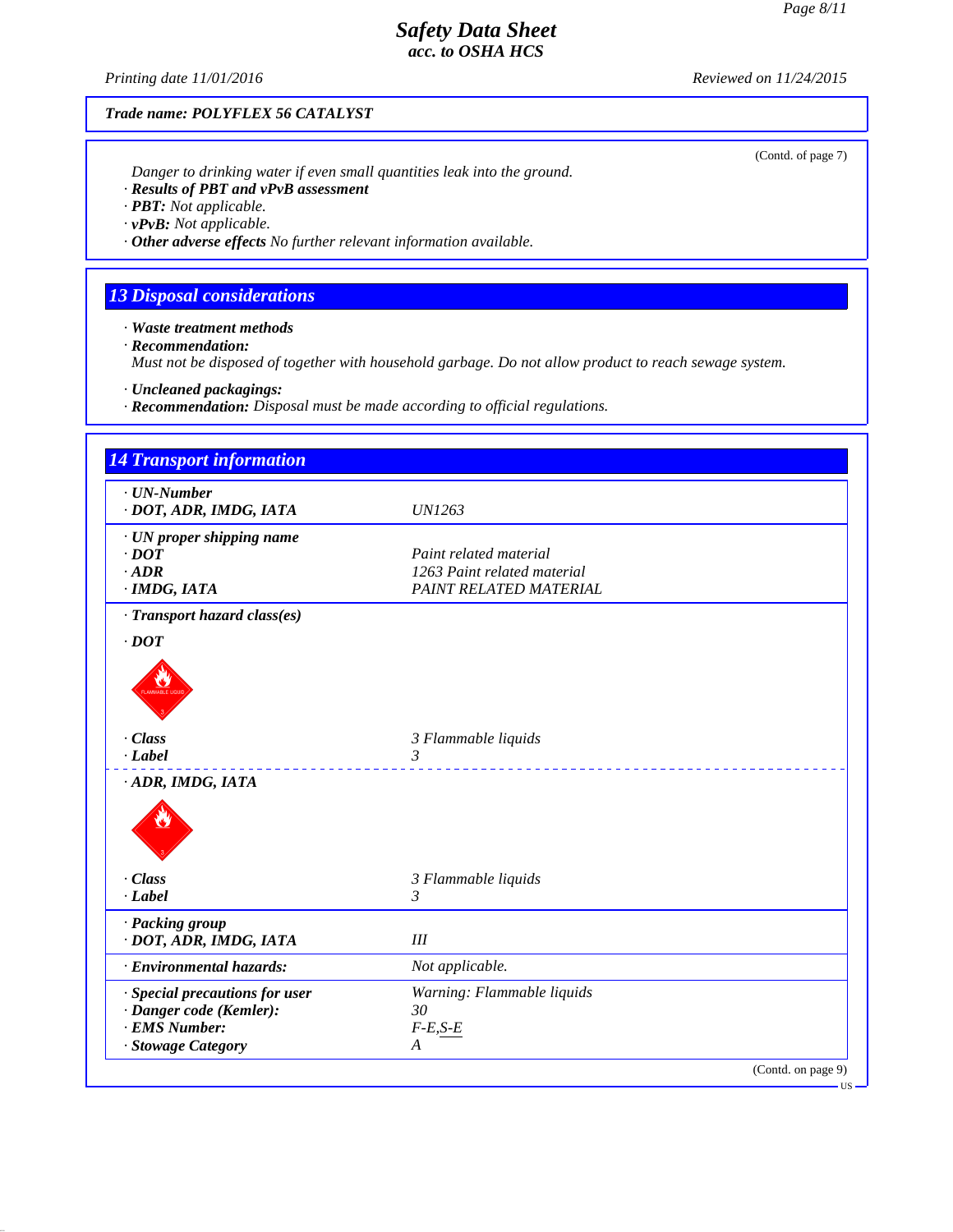**Trade name: POLYFLEX 56 CATALYST**

(Contd. of page 7)

*Danger to drinking water if even small quantities leak into the ground.*

· **Results of PBT and vPvB assessment**
· **PBT:** Not applicable.
· **vPvB:** Not applicable.
· **Other adverse effects** No further relevant information available.

## 13 Disposal considerations

· **Waste treatment methods**
· **Recommendation:**
Must not be disposed of together with household garbage. Do not allow product to reach sewage system.

· **Uncleaned packagings:**
· **Recommendation:** Disposal must be made according to official regulations.

## 14 Transport information

| | |
|---|---|
| · **UN-Number** | |
| · **DOT, ADR, IMDG, IATA** | UN1263 |
| · **UN proper shipping name** | |
| · **DOT** | Paint related material |
| · **ADR** | 1263 Paint related material |
| · **IMDG, IATA** | PAINT RELATED MATERIAL |
| · **Transport hazard class(es)** | |
| · **DOT** | |
| · **Class** | 3 Flammable liquids |
| · **Label** | 3 |
| · **ADR, IMDG, IATA** | |
| · **Class** | 3 Flammable liquids |
| · **Label** | 3 |
| · **Packing group** | |
| · **DOT, ADR, IMDG, IATA** | III |
| · **Environmental hazards:** | Not applicable. |
| · **Special precautions for user** | Warning: Flammable liquids |
| · **Danger code (Kemler):** | 30 |
| · **EMS Number:** | F-E,S-E |
| · **Stowage Category** | A |

(Contd. on page 9)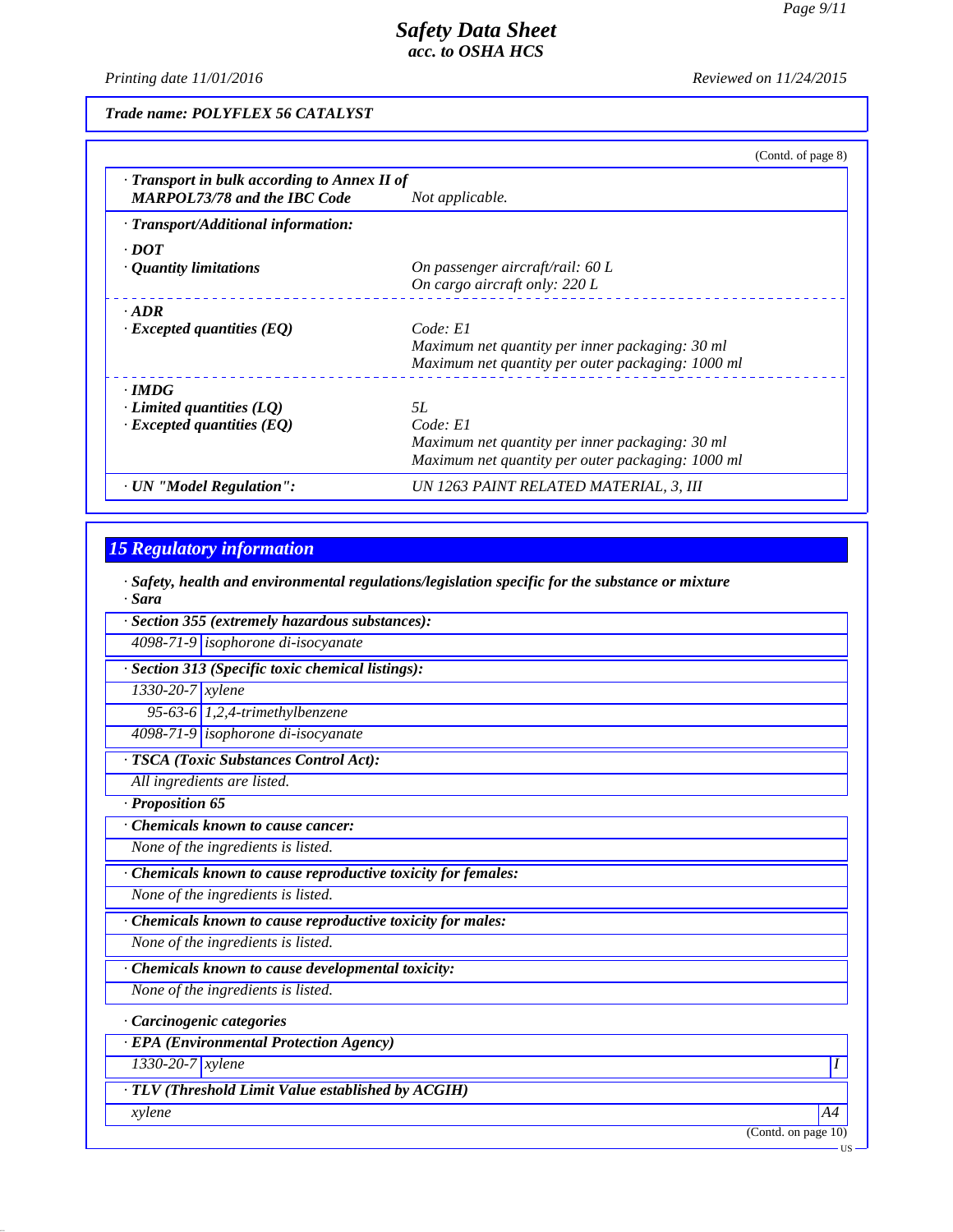**Trade name: POLYFLEX 56 CATALYST**

(Contd. of page 8)

| | |
|---|---|
| · **Transport in bulk according to Annex II of MARPOL73/78 and the IBC Code** | *Not applicable.* |
| · **Transport/Additional information:** | |
| · **DOT** | |
| · **Quantity limitations** | *On passenger aircraft/rail: 60 L*<br>*On cargo aircraft only: 220 L* |
| · **ADR** | |
| · **Excepted quantities (EQ)** | *Code: E1*<br>*Maximum net quantity per inner packaging: 30 ml*<br>*Maximum net quantity per outer packaging: 1000 ml* |
| · **IMDG** | |
| · **Limited quantities (LQ)** | *5L* |
| · **Excepted quantities (EQ)** | *Code: E1*<br>*Maximum net quantity per inner packaging: 30 ml*<br>*Maximum net quantity per outer packaging: 1000 ml* |
| · **UN "Model Regulation":** | *UN 1263 PAINT RELATED MATERIAL, 3, III* |

## 15 Regulatory information

· **Safety, health and environmental regulations/legislation specific for the substance or mixture**

· **Sara**

| · **Section 355 (extremely hazardous substances):** | |
|---|---|
| 4098-71-9 | isophorone di-isocyanate |

| · **Section 313 (Specific toxic chemical listings):** | |
|---|---|
| 1330-20-7 | xylene |
| 95-63-6 | 1,2,4-trimethylbenzene |
| 4098-71-9 | isophorone di-isocyanate |

· **TSCA (Toxic Substances Control Act):**

*All ingredients are listed.*

· **Proposition 65**

· **Chemicals known to cause cancer:**

*None of the ingredients is listed.*

· **Chemicals known to cause reproductive toxicity for females:**

*None of the ingredients is listed.*

· **Chemicals known to cause reproductive toxicity for males:**

*None of the ingredients is listed.*

· **Chemicals known to cause developmental toxicity:**

*None of the ingredients is listed.*

· **Carcinogenic categories**

| · **EPA (Environmental Protection Agency)** | | |
|---|---|---|
| 1330-20-7 | xylene | I |

| · **TLV (Threshold Limit Value established by ACGIH)** | |
|---|---|
| xylene | A4 |

(Contd. on page 10)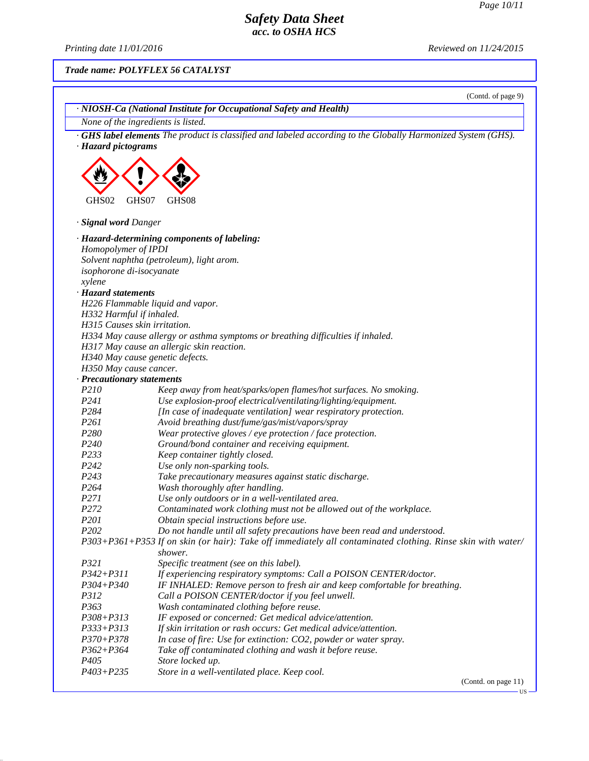**Trade name: POLYFLEX 56 CATALYST**

(Contd. of page 9)

· ***NIOSH-Ca (National Institute for Occupational Safety and Health)***

*None of the ingredients is listed.*

· ***GHS label elements*** *The product is classified and labeled according to the Globally Harmonized System (GHS).*

· ***Hazard pictograms***

GHS02 GHS07 GHS08

· ***Signal word*** *Danger*

· ***Hazard-determining components of labeling:***

*Homopolymer of IPDI*
*Solvent naphtha (petroleum), light arom.*
*isophorone di-isocyanate*
*xylene*

· ***Hazard statements***

*H226 Flammable liquid and vapor.*
*H332 Harmful if inhaled.*
*H315 Causes skin irritation.*
*H334 May cause allergy or asthma symptoms or breathing difficulties if inhaled.*
*H317 May cause an allergic skin reaction.*
*H340 May cause genetic defects.*
*H350 May cause cancer.*

· ***Precautionary statements***

| | |
|---|---|
| *P210* | *Keep away from heat/sparks/open flames/hot surfaces. No smoking.* |
| *P241* | *Use explosion-proof electrical/ventilating/lighting/equipment.* |
| *P284* | *[In case of inadequate ventilation] wear respiratory protection.* |
| *P261* | *Avoid breathing dust/fume/gas/mist/vapors/spray* |
| *P280* | *Wear protective gloves / eye protection / face protection.* |
| *P240* | *Ground/bond container and receiving equipment.* |
| *P233* | *Keep container tightly closed.* |
| *P242* | *Use only non-sparking tools.* |
| *P243* | *Take precautionary measures against static discharge.* |
| *P264* | *Wash thoroughly after handling.* |
| *P271* | *Use only outdoors or in a well-ventilated area.* |
| *P272* | *Contaminated work clothing must not be allowed out of the workplace.* |
| *P201* | *Obtain special instructions before use.* |
| *P202* | *Do not handle until all safety precautions have been read and understood.* |
| *P303+P361+P353* | *If on skin (or hair): Take off immediately all contaminated clothing. Rinse skin with water/shower.* |
| *P321* | *Specific treatment (see on this label).* |
| *P342+P311* | *If experiencing respiratory symptoms: Call a POISON CENTER/doctor.* |
| *P304+P340* | *IF INHALED: Remove person to fresh air and keep comfortable for breathing.* |
| *P312* | *Call a POISON CENTER/doctor if you feel unwell.* |
| *P363* | *Wash contaminated clothing before reuse.* |
| *P308+P313* | *IF exposed or concerned: Get medical advice/attention.* |
| *P333+P313* | *If skin irritation or rash occurs: Get medical advice/attention.* |
| *P370+P378* | *In case of fire: Use for extinction: CO2, powder or water spray.* |
| *P362+P364* | *Take off contaminated clothing and wash it before reuse.* |
| *P405* | *Store locked up.* |
| *P403+P235* | *Store in a well-ventilated place. Keep cool.* |

(Contd. on page 11)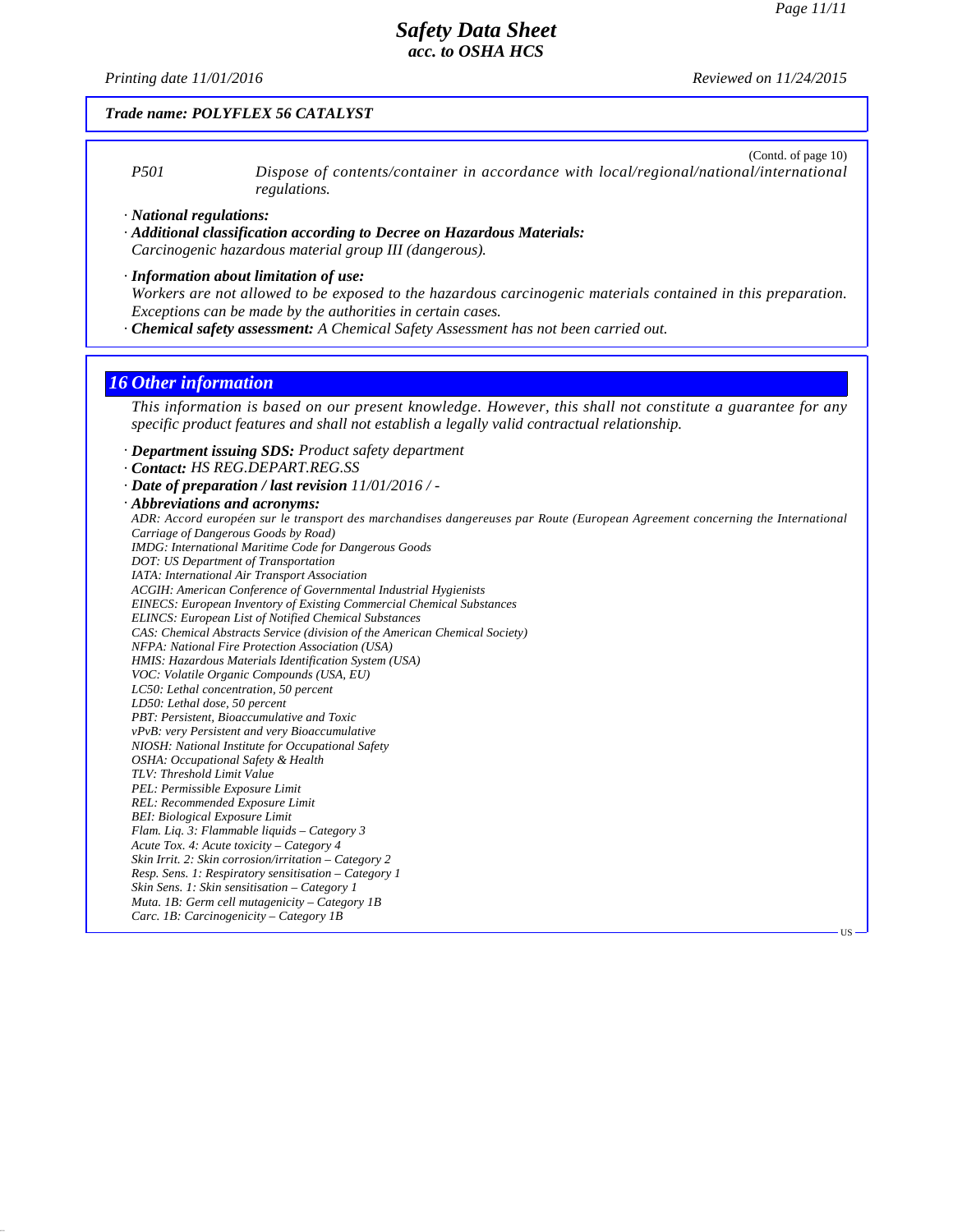**Trade name: POLYFLEX 56 CATALYST**

(Contd. of page 10)

P501 Dispose of contents/container in accordance with local/regional/national/international regulations.

· **National regulations:**
· **Additional classification according to Decree on Hazardous Materials:**
Carcinogenic hazardous material group III (dangerous).

· **Information about limitation of use:**
Workers are not allowed to be exposed to the hazardous carcinogenic materials contained in this preparation. Exceptions can be made by the authorities in certain cases.
· **Chemical safety assessment:** A Chemical Safety Assessment has not been carried out.

## 16 Other information

This information is based on our present knowledge. However, this shall not constitute a guarantee for any specific product features and shall not establish a legally valid contractual relationship.

· **Department issuing SDS:** Product safety department
· **Contact:** HS REG.DEPART.REG.SS
· **Date of preparation / last revision** 11/01/2016 / -
· **Abbreviations and acronyms:**
ADR: Accord européen sur le transport des marchandises dangereuses par Route (European Agreement concerning the International Carriage of Dangerous Goods by Road)
IMDG: International Maritime Code for Dangerous Goods
DOT: US Department of Transportation
IATA: International Air Transport Association
ACGIH: American Conference of Governmental Industrial Hygienists
EINECS: European Inventory of Existing Commercial Chemical Substances
ELINCS: European List of Notified Chemical Substances
CAS: Chemical Abstracts Service (division of the American Chemical Society)
NFPA: National Fire Protection Association (USA)
HMIS: Hazardous Materials Identification System (USA)
VOC: Volatile Organic Compounds (USA, EU)
LC50: Lethal concentration, 50 percent
LD50: Lethal dose, 50 percent
PBT: Persistent, Bioaccumulative and Toxic
vPvB: very Persistent and very Bioaccumulative
NIOSH: National Institute for Occupational Safety
OSHA: Occupational Safety & Health
TLV: Threshold Limit Value
PEL: Permissible Exposure Limit
REL: Recommended Exposure Limit
BEI: Biological Exposure Limit
Flam. Liq. 3: Flammable liquids – Category 3
Acute Tox. 4: Acute toxicity – Category 4
Skin Irrit. 2: Skin corrosion/irritation – Category 2
Resp. Sens. 1: Respiratory sensitisation – Category 1
Skin Sens. 1: Skin sensitisation – Category 1
Muta. 1B: Germ cell mutagenicity – Category 1B
Carc. 1B: Carcinogenicity – Category 1B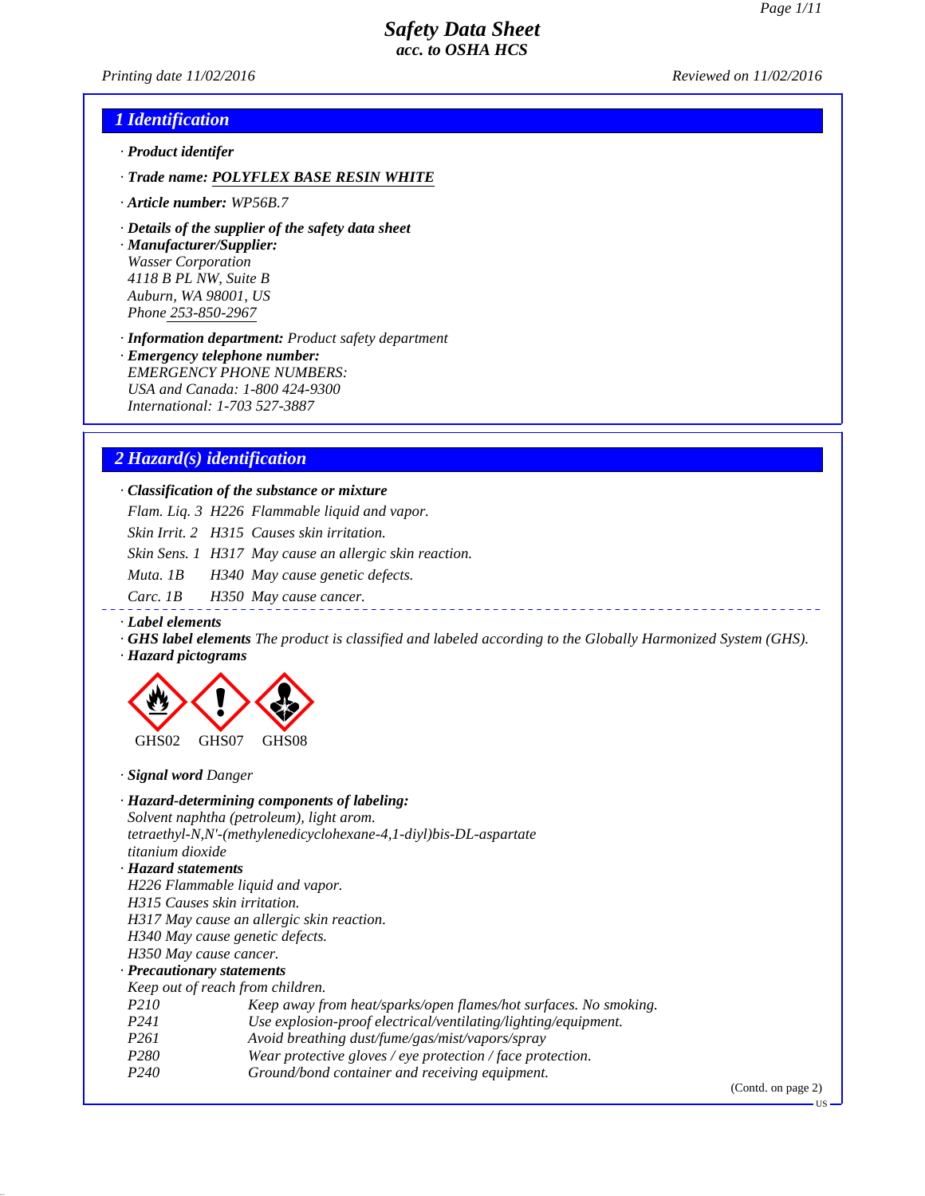# Safety Data Sheet
**acc. to OSHA HCS**

*Printing date 11/02/2016* *Reviewed on 11/02/2016*

## 1 Identification

· **Product identifer**

· **Trade name:** **POLYFLEX BASE RESIN WHITE**

· **Article number:** WP56B.7

· **Details of the supplier of the safety data sheet**
· **Manufacturer/Supplier:**
Wasser Corporation
4118 B PL NW, Suite B
Auburn, WA 98001, US
Phone 253-850-2967

· **Information department:** Product safety department
· **Emergency telephone number:**
EMERGENCY PHONE NUMBERS:
USA and Canada: 1-800 424-9300
International: 1-703 527-3887

## 2 Hazard(s) identification

· **Classification of the substance or mixture**

| | | |
|---|---|---|
| Flam. Liq. 3 | H226 | Flammable liquid and vapor. |
| Skin Irrit. 2 | H315 | Causes skin irritation. |
| Skin Sens. 1 | H317 | May cause an allergic skin reaction. |
| Muta. 1B | H340 | May cause genetic defects. |
| Carc. 1B | H350 | May cause cancer. |

· **Label elements**
· **GHS label elements** The product is classified and labeled according to the Globally Harmonized System (GHS).
· **Hazard pictograms**

GHS02 GHS07 GHS08

· **Signal word** Danger

· **Hazard-determining components of labeling:**
Solvent naphtha (petroleum), light arom.
tetraethyl-N,N'-(methylenedicyclohexane-4,1-diyl)bis-DL-aspartate
titanium dioxide

· **Hazard statements**
H226 Flammable liquid and vapor.
H315 Causes skin irritation.
H317 May cause an allergic skin reaction.
H340 May cause genetic defects.
H350 May cause cancer.

· **Precautionary statements**
Keep out of reach from children.

| | |
|---|---|
| P210 | Keep away from heat/sparks/open flames/hot surfaces. No smoking. |
| P241 | Use explosion-proof electrical/ventilating/lighting/equipment. |
| P261 | Avoid breathing dust/fume/gas/mist/vapors/spray |
| P280 | Wear protective gloves / eye protection / face protection. |
| P240 | Ground/bond container and receiving equipment. |

(Contd. on page 2)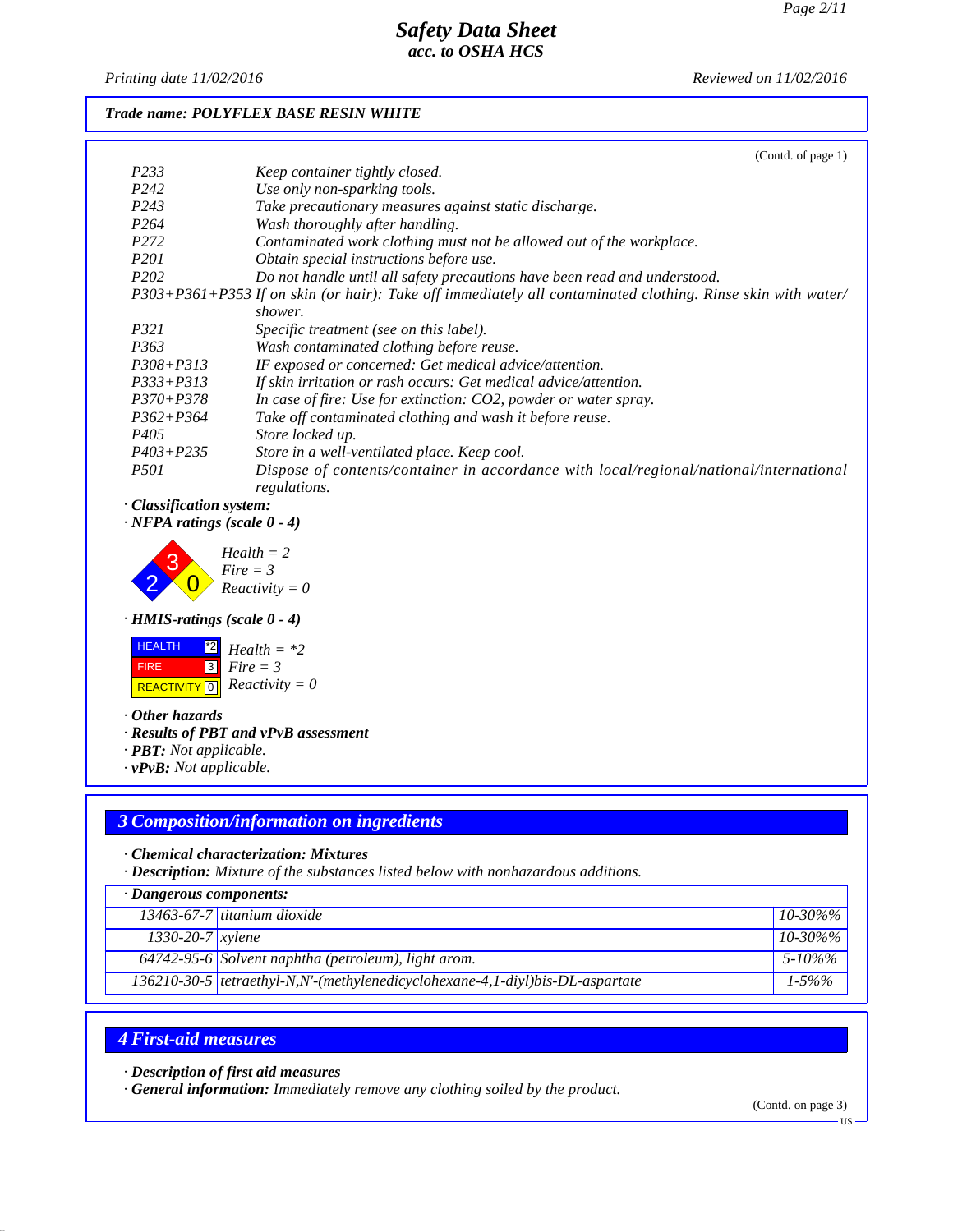*Trade name: POLYFLEX BASE RESIN WHITE*

(Contd. of page 1)

| | |
|---|---|
| P233 | Keep container tightly closed. |
| P242 | Use only non-sparking tools. |
| P243 | Take precautionary measures against static discharge. |
| P264 | Wash thoroughly after handling. |
| P272 | Contaminated work clothing must not be allowed out of the workplace. |
| P201 | Obtain special instructions before use. |
| P202 | Do not handle until all safety precautions have been read and understood. |
| P303+P361+P353 | If on skin (or hair): Take off immediately all contaminated clothing. Rinse skin with water/shower. |
| P321 | Specific treatment (see on this label). |
| P363 | Wash contaminated clothing before reuse. |
| P308+P313 | IF exposed or concerned: Get medical advice/attention. |
| P333+P313 | If skin irritation or rash occurs: Get medical advice/attention. |
| P370+P378 | In case of fire: Use for extinction: CO2, powder or water spray. |
| P362+P364 | Take off contaminated clothing and wash it before reuse. |
| P405 | Store locked up. |
| P403+P235 | Store in a well-ventilated place. Keep cool. |
| P501 | Dispose of contents/container in accordance with local/regional/national/international regulations. |

· **Classification system:**

· **NFPA ratings (scale 0 - 4)**

Health = 2
Fire = 3
Reactivity = 0

· **HMIS-ratings (scale 0 - 4)**

| | |
|---|---|
| HEALTH | *2 |
| FIRE | 3 |
| REACTIVITY | 0 |

Health = *2
Fire = 3
Reactivity = 0

· **Other hazards**

· **Results of PBT and vPvB assessment**

· **PBT:** Not applicable.

· **vPvB:** Not applicable.

## 3 Composition/information on ingredients

· **Chemical characterization: Mixtures**

· **Description:** Mixture of the substances listed below with nonhazardous additions.

| · Dangerous components: | | |
|---|---|---|
| 13463-67-7 | titanium dioxide | 10-30%% |
| 1330-20-7 | xylene | 10-30%% |
| 64742-95-6 | Solvent naphtha (petroleum), light arom. | 5-10%% |
| 136210-30-5 | tetraethyl-N,N'-(methylenedicyclohexane-4,1-diyl)bis-DL-aspartate | 1-5%% |

## 4 First-aid measures

· **Description of first aid measures**

· **General information:** Immediately remove any clothing soiled by the product.

(Contd. on page 3)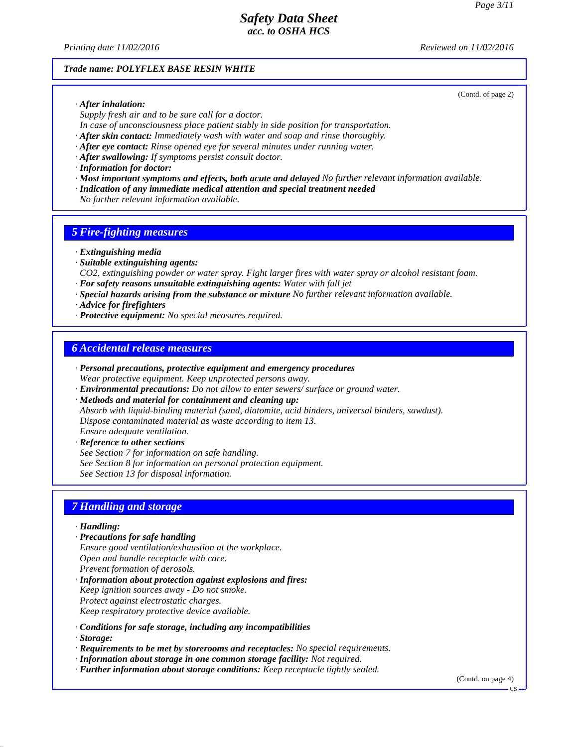Trade name: POLYFLEX BASE RESIN WHITE

(Contd. of page 2)

· **After inhalation:**
Supply fresh air and to be sure call for a doctor.
In case of unconsciousness place patient stably in side position for transportation.
· **After skin contact:** Immediately wash with water and soap and rinse thoroughly.
· **After eye contact:** Rinse opened eye for several minutes under running water.
· **After swallowing:** If symptoms persist consult doctor.
· **Information for doctor:**
· **Most important symptoms and effects, both acute and delayed** No further relevant information available.
· **Indication of any immediate medical attention and special treatment needed**
No further relevant information available.

## 5 Fire-fighting measures

· **Extinguishing media**
· **Suitable extinguishing agents:**
CO2, extinguishing powder or water spray. Fight larger fires with water spray or alcohol resistant foam.
· **For safety reasons unsuitable extinguishing agents:** Water with full jet
· **Special hazards arising from the substance or mixture** No further relevant information available.
· **Advice for firefighters**
· **Protective equipment:** No special measures required.

## 6 Accidental release measures

· **Personal precautions, protective equipment and emergency procedures**
Wear protective equipment. Keep unprotected persons away.
· **Environmental precautions:** Do not allow to enter sewers/ surface or ground water.
· **Methods and material for containment and cleaning up:**
Absorb with liquid-binding material (sand, diatomite, acid binders, universal binders, sawdust).
Dispose contaminated material as waste according to item 13.
Ensure adequate ventilation.
· **Reference to other sections**
See Section 7 for information on safe handling.
See Section 8 for information on personal protection equipment.
See Section 13 for disposal information.

## 7 Handling and storage

· **Handling:**
· **Precautions for safe handling**
Ensure good ventilation/exhaustion at the workplace.
Open and handle receptacle with care.
Prevent formation of aerosols.
· **Information about protection against explosions and fires:**
Keep ignition sources away - Do not smoke.
Protect against electrostatic charges.
Keep respiratory protective device available.

· **Conditions for safe storage, including any incompatibilities**
· **Storage:**
· **Requirements to be met by storerooms and receptacles:** No special requirements.
· **Information about storage in one common storage facility:** Not required.
· **Further information about storage conditions:** Keep receptacle tightly sealed.

(Contd. on page 4)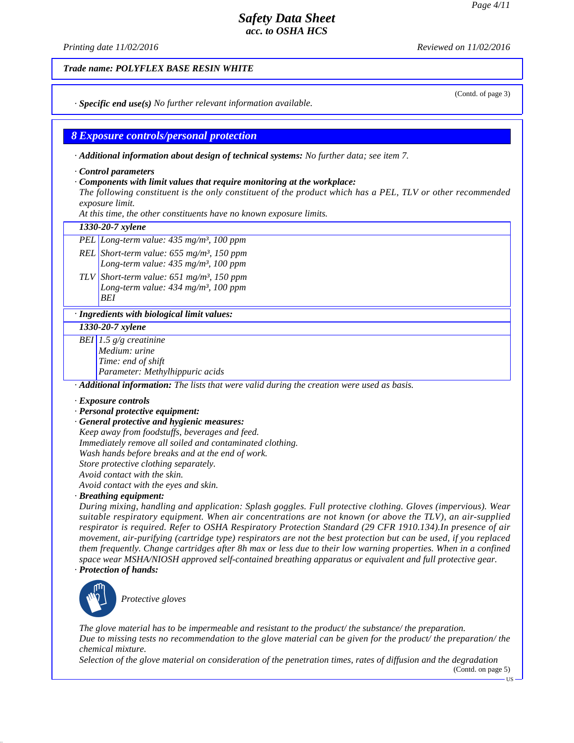*Trade name: POLYFLEX BASE RESIN WHITE*

(Contd. of page 3)

· **Specific end use(s)** No further relevant information available.

## 8 Exposure controls/personal protection

· **Additional information about design of technical systems:** No further data; see item 7.

· **Control parameters**

· **Components with limit values that require monitoring at the workplace:**

The following constituent is the only constituent of the product which has a PEL, TLV or other recommended exposure limit.

At this time, the other constituents have no known exposure limits.

| **1330-20-7 xylene** | |
|---|---|
| PEL | Long-term value: 435 mg/m³, 100 ppm |
| REL | Short-term value: 655 mg/m³, 150 ppm<br>Long-term value: 435 mg/m³, 100 ppm |
| TLV | Short-term value: 651 mg/m³, 150 ppm<br>Long-term value: 434 mg/m³, 100 ppm<br>BEI |

· **Ingredients with biological limit values:**

| **1330-20-7 xylene** | |
|---|---|
| BEI | 1.5 g/g creatinine<br>Medium: urine<br>Time: end of shift<br>Parameter: Methylhippuric acids |

· **Additional information:** The lists that were valid during the creation were used as basis.

· **Exposure controls**

· **Personal protective equipment:**

· **General protective and hygienic measures:**

Keep away from foodstuffs, beverages and feed.
Immediately remove all soiled and contaminated clothing.
Wash hands before breaks and at the end of work.
Store protective clothing separately.
Avoid contact with the skin.
Avoid contact with the eyes and skin.

· **Breathing equipment:**

During mixing, handling and application: Splash goggles. Full protective clothing. Gloves (impervious). Wear suitable respiratory equipment. When air concentrations are not known (or above the TLV), an air-supplied respirator is required. Refer to OSHA Respiratory Protection Standard (29 CFR 1910.134).In presence of air movement, air-purifying (cartridge type) respirators are not the best protection but can be used, if you replaced them frequently. Change cartridges after 8h max or less due to their low warning properties. When in a confined space wear MSHA/NIOSH approved self-contained breathing apparatus or equivalent and full protective gear.

· **Protection of hands:**

Protective gloves

The glove material has to be impermeable and resistant to the product/ the substance/ the preparation.

Due to missing tests no recommendation to the glove material can be given for the product/ the preparation/ the chemical mixture.

Selection of the glove material on consideration of the penetration times, rates of diffusion and the degradation

(Contd. on page 5)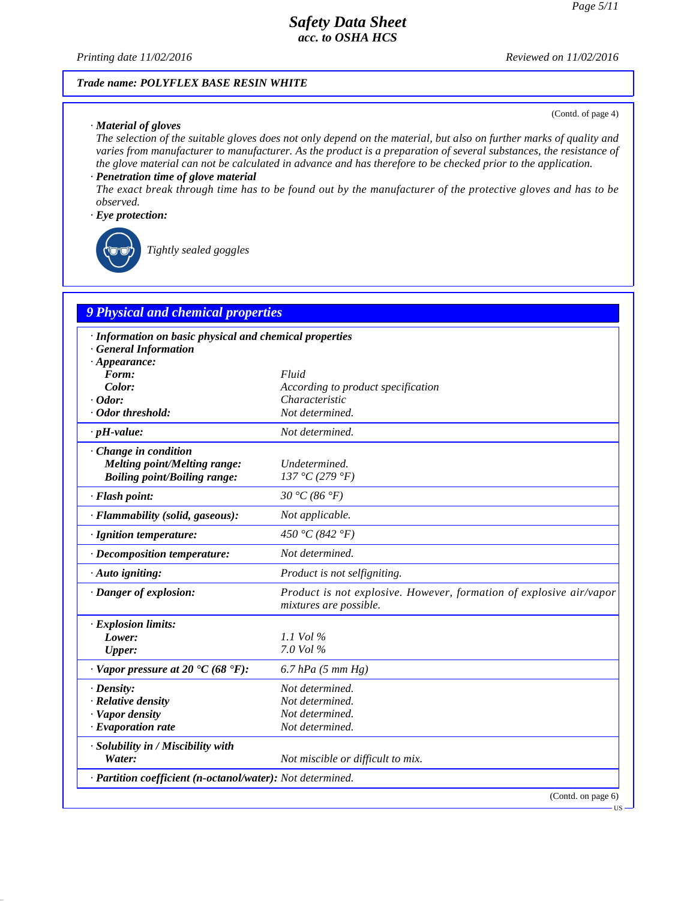**Trade name: POLYFLEX BASE RESIN WHITE**

(Contd. of page 4)

· **Material of gloves**
The selection of the suitable gloves does not only depend on the material, but also on further marks of quality and varies from manufacturer to manufacturer. As the product is a preparation of several substances, the resistance of the glove material can not be calculated in advance and has therefore to be checked prior to the application.

· **Penetration time of glove material**
The exact break through time has to be found out by the manufacturer of the protective gloves and has to be observed.

· **Eye protection:**

Tightly sealed goggles

## 9 Physical and chemical properties

| | |
|---|---|
| · **Information on basic physical and chemical properties** | |
| · **General Information** | |
| · **Appearance:** | |
| **Form:** | Fluid |
| **Color:** | According to product specification |
| · **Odor:** | Characteristic |
| · **Odor threshold:** | Not determined. |
| · **pH-value:** | Not determined. |
| · **Change in condition** | |
| **Melting point/Melting range:** | Undetermined. |
| **Boiling point/Boiling range:** | 137 °C (279 °F) |
| · **Flash point:** | 30 °C (86 °F) |
| · **Flammability (solid, gaseous):** | Not applicable. |
| · **Ignition temperature:** | 450 °C (842 °F) |
| · **Decomposition temperature:** | Not determined. |
| · **Auto igniting:** | Product is not selfigniting. |
| · **Danger of explosion:** | Product is not explosive. However, formation of explosive air/vapor mixtures are possible. |
| · **Explosion limits:** | |
| **Lower:** | 1.1 Vol % |
| **Upper:** | 7.0 Vol % |
| · **Vapor pressure at 20 °C (68 °F):** | 6.7 hPa (5 mm Hg) |
| · **Density:** | Not determined. |
| · **Relative density** | Not determined. |
| · **Vapor density** | Not determined. |
| · **Evaporation rate** | Not determined. |
| · **Solubility in / Miscibility with** | |
| **Water:** | Not miscible or difficult to mix. |
| · **Partition coefficient (n-octanol/water):** | Not determined. |

(Contd. on page 6)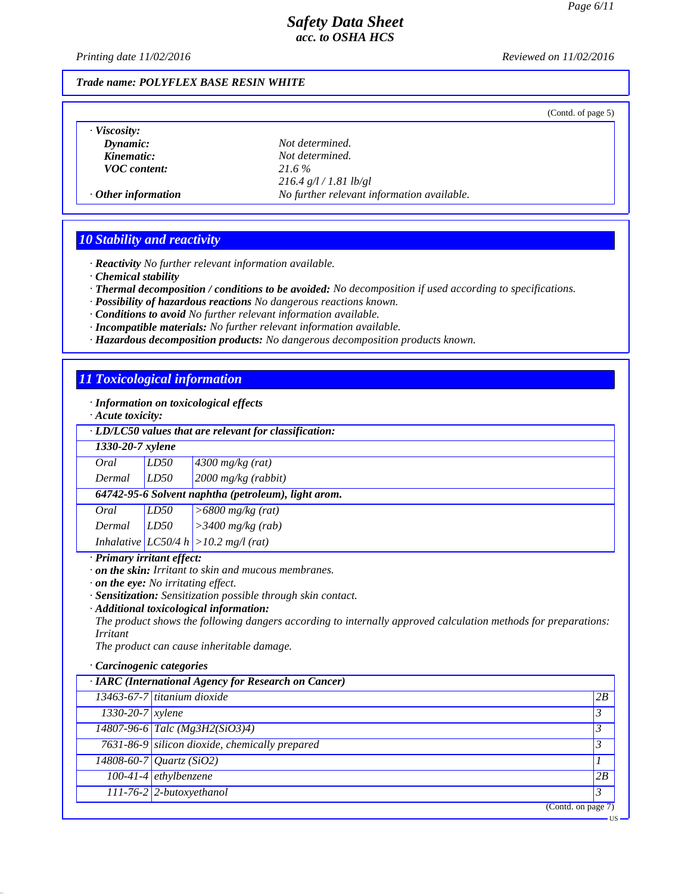**Trade name: POLYFLEX BASE RESIN WHITE**

(Contd. of page 5)

· **Viscosity:**

| | |
|---|---|
| **Dynamic:** | Not determined. |
| **Kinematic:** | Not determined. |
| **VOC content:** | 21.6 % |
| | 216.4 g/l / 1.81 lb/gl |
| · **Other information** | No further relevant information available. |

## 10 Stability and reactivity

· **Reactivity** No further relevant information available.
· **Chemical stability**
· **Thermal decomposition / conditions to be avoided:** No decomposition if used according to specifications.
· **Possibility of hazardous reactions** No dangerous reactions known.
· **Conditions to avoid** No further relevant information available.
· **Incompatible materials:** No further relevant information available.
· **Hazardous decomposition products:** No dangerous decomposition products known.

## 11 Toxicological information

· **Information on toxicological effects**
· **Acute toxicity:**

| · LD/LC50 values that are relevant for classification: | | |
|---|---|---|
| **1330-20-7 xylene** | | |
| Oral | LD50 | 4300 mg/kg (rat) |
| Dermal | LD50 | 2000 mg/kg (rabbit) |
| **64742-95-6 Solvent naphtha (petroleum), light arom.** | | |
| Oral | LD50 | >6800 mg/kg (rat) |
| Dermal | LD50 | >3400 mg/kg (rab) |
| Inhalative | LC50/4 h | >10.2 mg/l (rat) |

· **Primary irritant effect:**
· **on the skin:** Irritant to skin and mucous membranes.
· **on the eye:** No irritating effect.
· **Sensitization:** Sensitization possible through skin contact.
· **Additional toxicological information:**
The product shows the following dangers according to internally approved calculation methods for preparations:
Irritant
The product can cause inheritable damage.

· **Carcinogenic categories**

| · IARC (International Agency for Research on Cancer) | | |
|---|---|---|
| 13463-67-7 | titanium dioxide | 2B |
| 1330-20-7 | xylene | 3 |
| 14807-96-6 | Talc ($Mg_3H_2(SiO_3)_4$) | 3 |
| 7631-86-9 | silicon dioxide, chemically prepared | 3 |
| 14808-60-7 | Quartz ($SiO_2$) | 1 |
| 100-41-4 | ethylbenzene | 2B |
| 111-76-2 | 2-butoxyethanol | 3 |

(Contd. on page 7)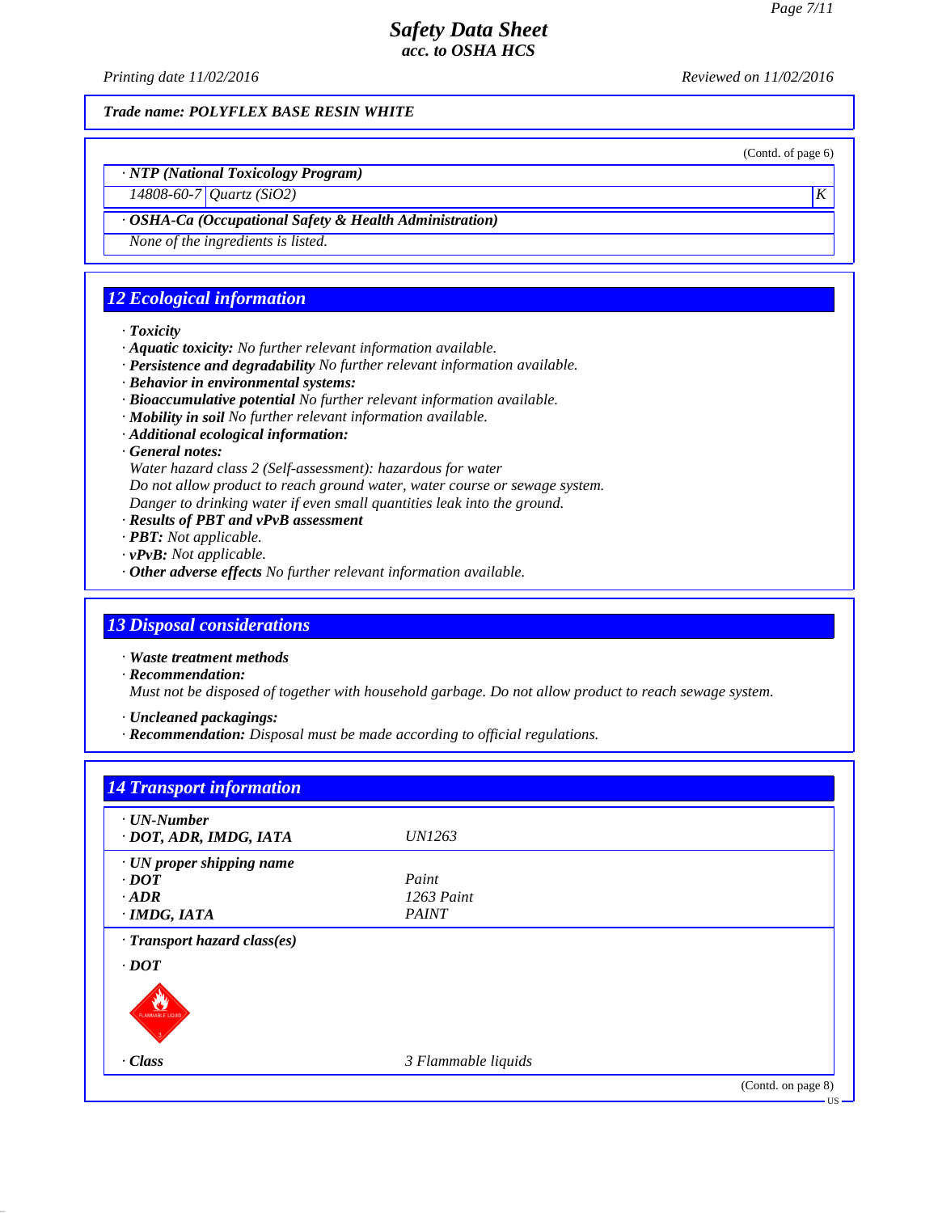Trade name: POLYFLEX BASE RESIN WHITE

(Contd. of page 6)

· **NTP (National Toxicology Program)**

| 14808-60-7 | Quartz ($SiO_2$) | K |
|---|---|---|

· **OSHA-Ca (Occupational Safety & Health Administration)**

None of the ingredients is listed.

## 12 Ecological information

· **Toxicity**
· **Aquatic toxicity:** No further relevant information available.
· **Persistence and degradability** No further relevant information available.
· **Behavior in environmental systems:**
· **Bioaccumulative potential** No further relevant information available.
· **Mobility in soil** No further relevant information available.
· **Additional ecological information:**
· **General notes:**
Water hazard class 2 (Self-assessment): hazardous for water
Do not allow product to reach ground water, water course or sewage system.
Danger to drinking water if even small quantities leak into the ground.
· **Results of PBT and vPvB assessment**
· **PBT:** Not applicable.
· **vPvB:** Not applicable.
· **Other adverse effects** No further relevant information available.

## 13 Disposal considerations

· **Waste treatment methods**
· **Recommendation:**
Must not be disposed of together with household garbage. Do not allow product to reach sewage system.

· **Uncleaned packagings:**
· **Recommendation:** Disposal must be made according to official regulations.

## 14 Transport information

| | |
|---|---|
| · **UN-Number** | |
| · **DOT, ADR, IMDG, IATA** | UN1263 |
| · **UN proper shipping name** | |
| · **DOT** | Paint |
| · **ADR** | 1263 Paint |
| · **IMDG, IATA** | PAINT |
| · **Transport hazard class(es)** | |
| · **DOT** | |
| · **Class** | 3 Flammable liquids |

(Contd. on page 8)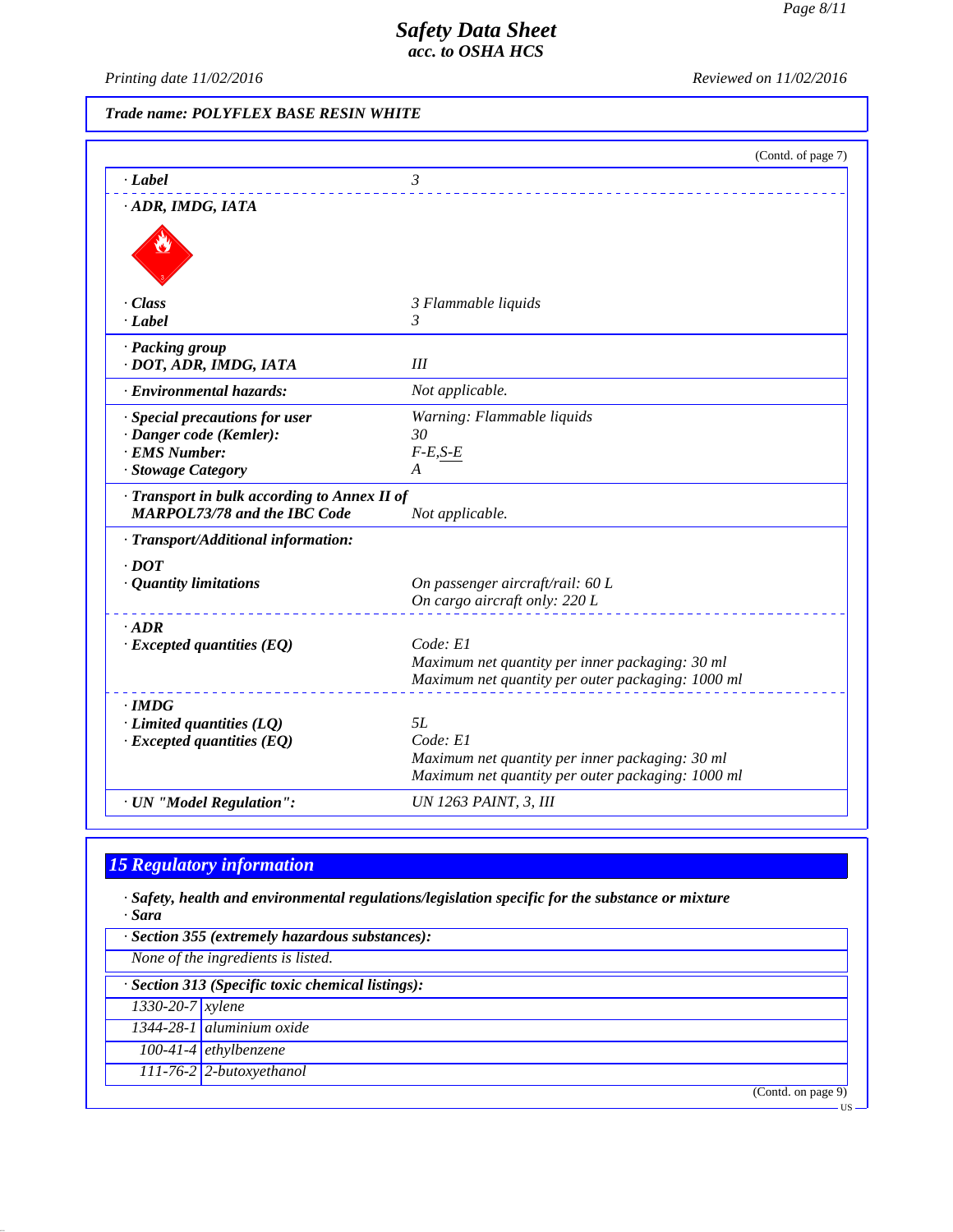**Trade name: POLYFLEX BASE RESIN WHITE**

(Contd. of page 7)

| | |
|---|---|
| · **Label** | 3 |
| · **ADR, IMDG, IATA** | |
| · **Class** | 3 Flammable liquids |
| · **Label** | 3 |
| · **Packing group** | |
| · **DOT, ADR, IMDG, IATA** | III |
| · **Environmental hazards:** | Not applicable. |
| · **Special precautions for user** | Warning: Flammable liquids |
| · **Danger code (Kemler):** | 30 |
| · **EMS Number:** | F-E,S-E |
| · **Stowage Category** | A |
| · **Transport in bulk according to Annex II of MARPOL73/78 and the IBC Code** | Not applicable. |
| · **Transport/Additional information:** | |
| · **DOT** | |
| · **Quantity limitations** | On passenger aircraft/rail: 60 L<br>On cargo aircraft only: 220 L |
| · **ADR** | |
| · **Excepted quantities (EQ)** | Code: E1<br>Maximum net quantity per inner packaging: 30 ml<br>Maximum net quantity per outer packaging: 1000 ml |
| · **IMDG** | |
| · **Limited quantities (LQ)** | 5L |
| · **Excepted quantities (EQ)** | Code: E1<br>Maximum net quantity per inner packaging: 30 ml<br>Maximum net quantity per outer packaging: 1000 ml |
| · **UN "Model Regulation":** | UN 1263 PAINT, 3, III |

## 15 Regulatory information

· **Safety, health and environmental regulations/legislation specific for the substance or mixture**
· **Sara**

| · **Section 355 (extremely hazardous substances):** |
|---|
| None of the ingredients is listed. |

| · **Section 313 (Specific toxic chemical listings):** | |
|---|---|
| 1330-20-7 | xylene |
| 1344-28-1 | aluminium oxide |
| 100-41-4 | ethylbenzene |
| 111-76-2 | 2-butoxyethanol |

(Contd. on page 9)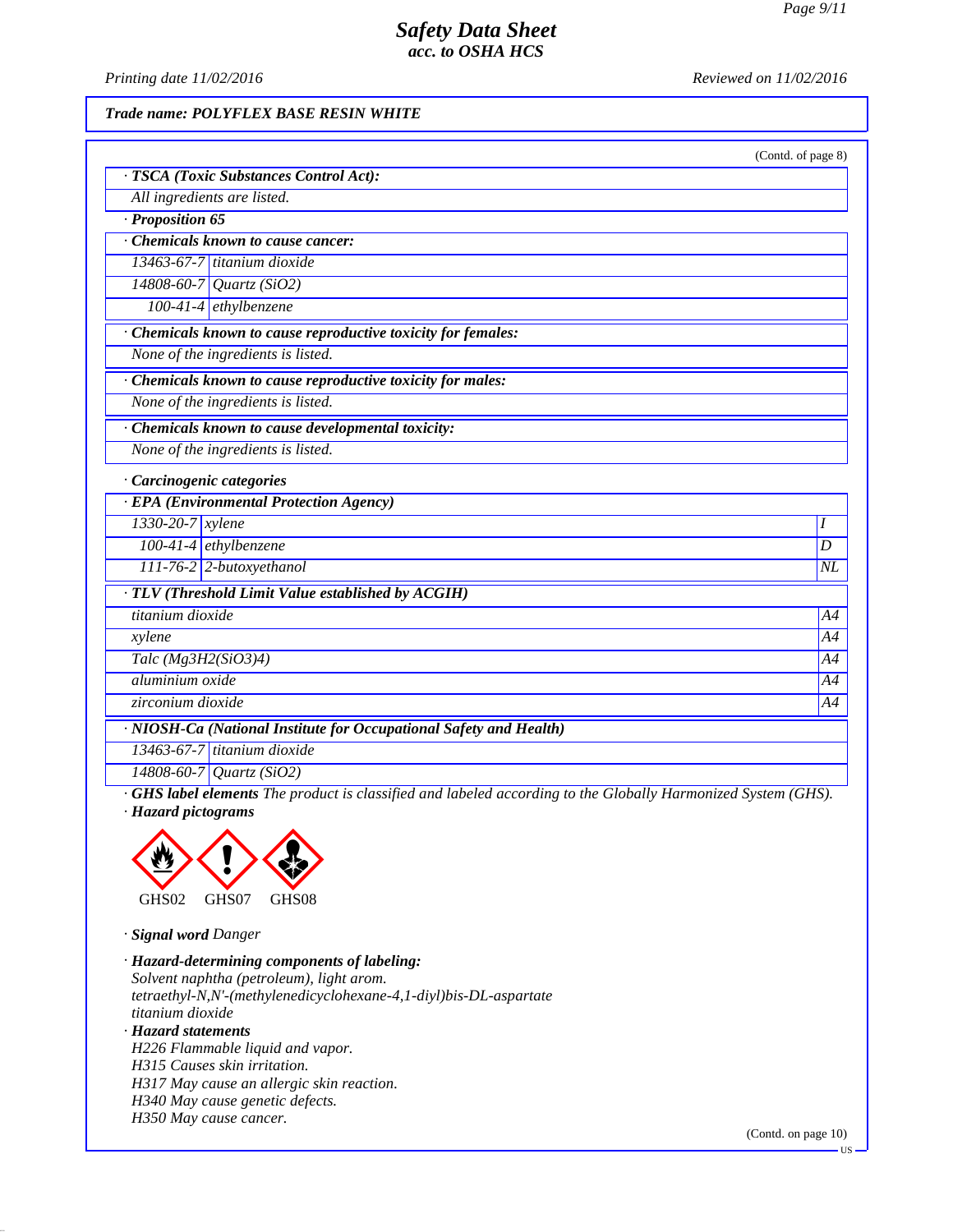Trade name: POLYFLEX BASE RESIN WHITE

(Contd. of page 8)

· **TSCA (Toxic Substances Control Act):**

All ingredients are listed.

· **Proposition 65**

· **Chemicals known to cause cancer:**

| | |
|---|---|
| 13463-67-7 | titanium dioxide |
| 14808-60-7 | Quartz ($SiO_2$) |
| 100-41-4 | ethylbenzene |

· **Chemicals known to cause reproductive toxicity for females:**

None of the ingredients is listed.

· **Chemicals known to cause reproductive toxicity for males:**

None of the ingredients is listed.

· **Chemicals known to cause developmental toxicity:**

None of the ingredients is listed.

· **Carcinogenic categories**

· **EPA (Environmental Protection Agency)**

| | | |
|---|---|---|
| 1330-20-7 | xylene | I |
| 100-41-4 | ethylbenzene | D |
| 111-76-2 | 2-butoxyethanol | NL |

· **TLV (Threshold Limit Value established by ACGIH)**

| | |
|---|---|
| titanium dioxide | A4 |
| xylene | A4 |
| Talc ($Mg_3H_2(SiO_3)_4$) | A4 |
| aluminium oxide | A4 |
| zirconium dioxide | A4 |

· **NIOSH-Ca (National Institute for Occupational Safety and Health)**

| | |
|---|---|
| 13463-67-7 | titanium dioxide |
| 14808-60-7 | Quartz ($SiO_2$) |

· **GHS label elements** The product is classified and labeled according to the Globally Harmonized System (GHS).

· **Hazard pictograms**

GHS02 GHS07 GHS08

· **Signal word** Danger

· **Hazard-determining components of labeling:**

Solvent naphtha (petroleum), light arom.
tetraethyl-N,N'-(methylenedicyclohexane-4,1-diyl)bis-DL-aspartate
titanium dioxide

· **Hazard statements**

H226 Flammable liquid and vapor.
H315 Causes skin irritation.
H317 May cause an allergic skin reaction.
H340 May cause genetic defects.
H350 May cause cancer.

(Contd. on page 10)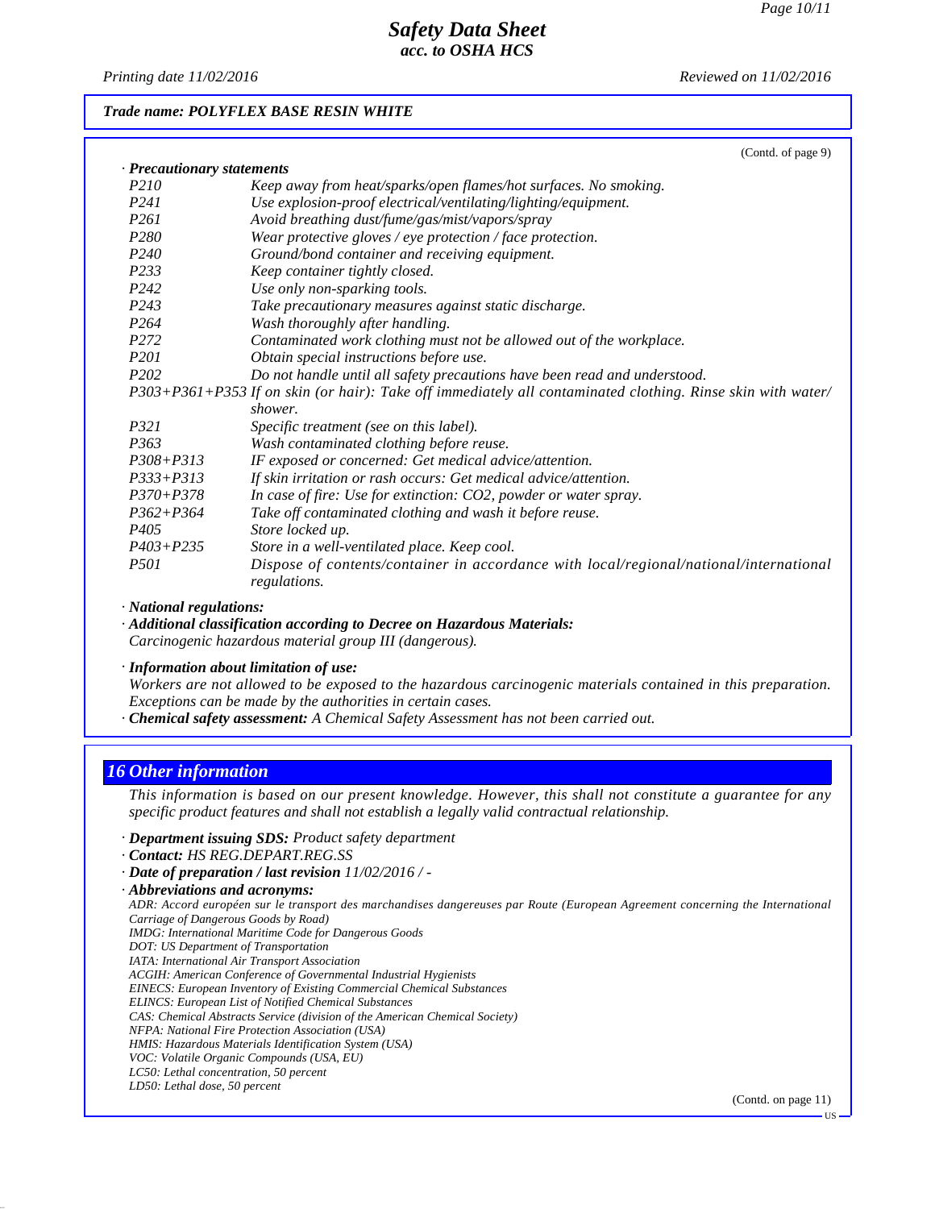**Trade name: POLYFLEX BASE RESIN WHITE**

(Contd. of page 9)

· **Precautionary statements**

| | |
|---|---|
| P210 | Keep away from heat/sparks/open flames/hot surfaces. No smoking. |
| P241 | Use explosion-proof electrical/ventilating/lighting/equipment. |
| P261 | Avoid breathing dust/fume/gas/mist/vapors/spray |
| P280 | Wear protective gloves / eye protection / face protection. |
| P240 | Ground/bond container and receiving equipment. |
| P233 | Keep container tightly closed. |
| P242 | Use only non-sparking tools. |
| P243 | Take precautionary measures against static discharge. |
| P264 | Wash thoroughly after handling. |
| P272 | Contaminated work clothing must not be allowed out of the workplace. |
| P201 | Obtain special instructions before use. |
| P202 | Do not handle until all safety precautions have been read and understood. |
| P303+P361+P353 | If on skin (or hair): Take off immediately all contaminated clothing. Rinse skin with water/shower. |
| P321 | Specific treatment (see on this label). |
| P363 | Wash contaminated clothing before reuse. |
| P308+P313 | IF exposed or concerned: Get medical advice/attention. |
| P333+P313 | If skin irritation or rash occurs: Get medical advice/attention. |
| P370+P378 | In case of fire: Use for extinction: CO2, powder or water spray. |
| P362+P364 | Take off contaminated clothing and wash it before reuse. |
| P405 | Store locked up. |
| P403+P235 | Store in a well-ventilated place. Keep cool. |
| P501 | Dispose of contents/container in accordance with local/regional/national/international regulations. |

· **National regulations:**

· **Additional classification according to Decree on Hazardous Materials:**
Carcinogenic hazardous material group III (dangerous).

· **Information about limitation of use:**
Workers are not allowed to be exposed to the hazardous carcinogenic materials contained in this preparation. Exceptions can be made by the authorities in certain cases.

· **Chemical safety assessment:** A Chemical Safety Assessment has not been carried out.

## 16 Other information

This information is based on our present knowledge. However, this shall not constitute a guarantee for any specific product features and shall not establish a legally valid contractual relationship.

· **Department issuing SDS:** Product safety department
· **Contact:** HS REG.DEPART.REG.SS
· **Date of preparation / last revision** 11/02/2016 / -
· **Abbreviations and acronyms:**
ADR: Accord européen sur le transport des marchandises dangereuses par Route (European Agreement concerning the International Carriage of Dangerous Goods by Road)
IMDG: International Maritime Code for Dangerous Goods
DOT: US Department of Transportation
IATA: International Air Transport Association
ACGIH: American Conference of Governmental Industrial Hygienists
EINECS: European Inventory of Existing Commercial Chemical Substances
ELINCS: European List of Notified Chemical Substances
CAS: Chemical Abstracts Service (division of the American Chemical Society)
NFPA: National Fire Protection Association (USA)
HMIS: Hazardous Materials Identification System (USA)
VOC: Volatile Organic Compounds (USA, EU)
LC50: Lethal concentration, 50 percent
LD50: Lethal dose, 50 percent

(Contd. on page 11)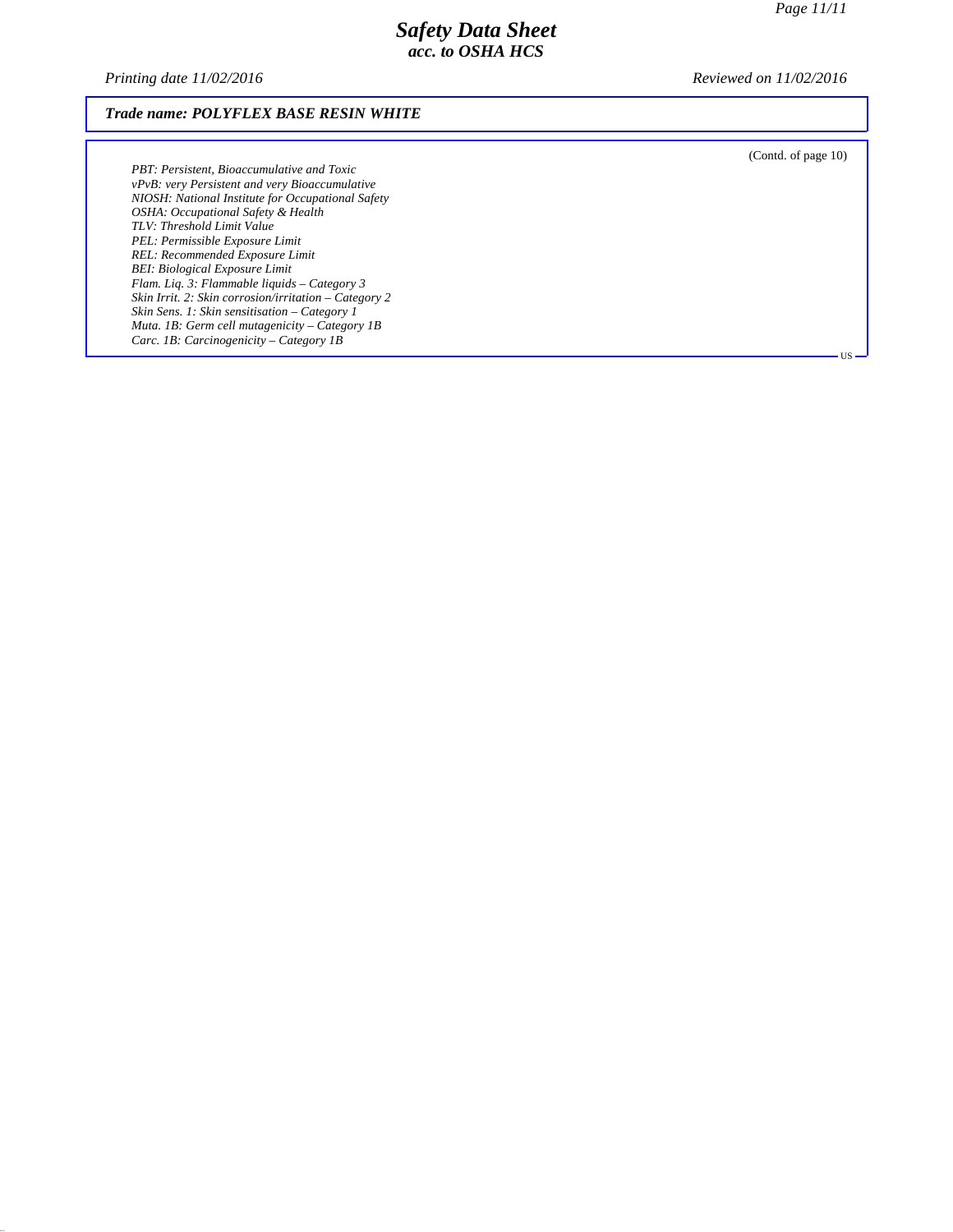*Trade name: POLYFLEX BASE RESIN WHITE*

(Contd. of page 10)

*PBT: Persistent, Bioaccumulative and Toxic*
*vPvB: very Persistent and very Bioaccumulative*
*NIOSH: National Institute for Occupational Safety*
*OSHA: Occupational Safety & Health*
*TLV: Threshold Limit Value*
*PEL: Permissible Exposure Limit*
*REL: Recommended Exposure Limit*
*BEI: Biological Exposure Limit*
*Flam. Liq. 3: Flammable liquids – Category 3*
*Skin Irrit. 2: Skin corrosion/irritation – Category 2*
*Skin Sens. 1: Skin sensitisation – Category 1*
*Muta. 1B: Germ cell mutagenicity – Category 1B*
*Carc. 1B: Carcinogenicity – Category 1B*

US